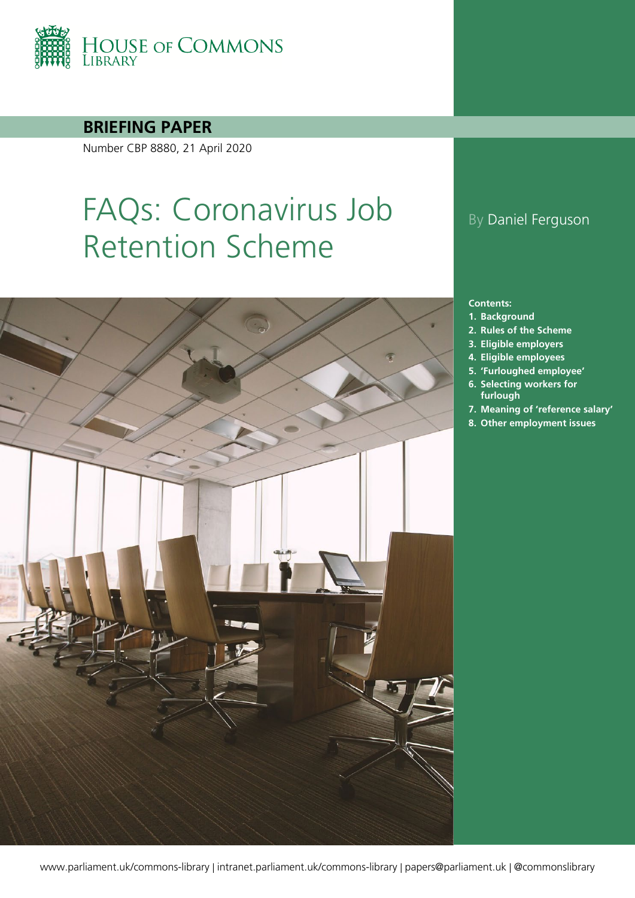House of Commons Library

**BRIEFING PAPER**

Number CBP 8880, 21 April 2020

# FAQs: Coronavirus Job Retention Scheme

By Daniel Ferguson

**Contents:**

1. Background
2. Rules of the Scheme
3. Eligible employers
4. Eligible employees
5. 'Furloughed employee'
6. Selecting workers for furlough
7. Meaning of 'reference salary'
8. Other employment issues

www.parliament.uk/commons-library | intranet.parliament.uk/commons-library | papers@parliament.uk | @commonslibrary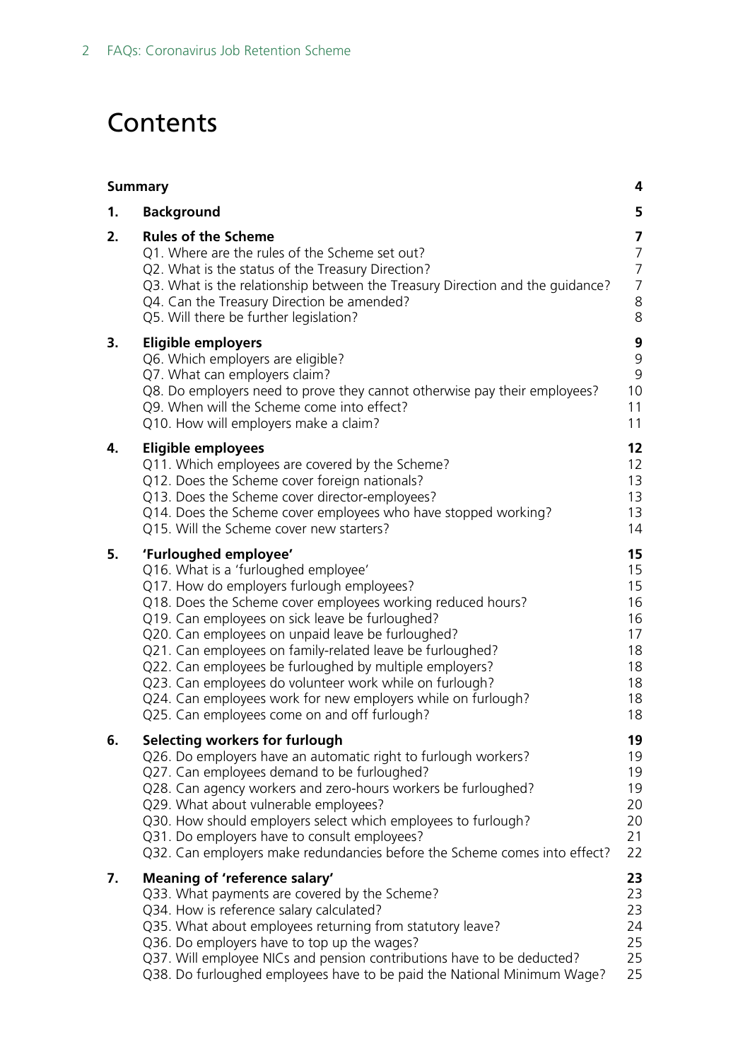# Contents

| | | |
|---|---|---|
| | **Summary** | **4** |
| **1.** | **Background** | **5** |
| **2.** | **Rules of the Scheme** | **7** |
| | Q1. Where are the rules of the Scheme set out? | 7 |
| | Q2. What is the status of the Treasury Direction? | 7 |
| | Q3. What is the relationship between the Treasury Direction and the guidance? | 7 |
| | Q4. Can the Treasury Direction be amended? | 8 |
| | Q5. Will there be further legislation? | 8 |
| **3.** | **Eligible employers** | **9** |
| | Q6. Which employers are eligible? | 9 |
| | Q7. What can employers claim? | 9 |
| | Q8. Do employers need to prove they cannot otherwise pay their employees? | 10 |
| | Q9. When will the Scheme come into effect? | 11 |
| | Q10. How will employers make a claim? | 11 |
| **4.** | **Eligible employees** | **12** |
| | Q11. Which employees are covered by the Scheme? | 12 |
| | Q12. Does the Scheme cover foreign nationals? | 13 |
| | Q13. Does the Scheme cover director-employees? | 13 |
| | Q14. Does the Scheme cover employees who have stopped working? | 13 |
| | Q15. Will the Scheme cover new starters? | 14 |
| **5.** | **'Furloughed employee'** | **15** |
| | Q16. What is a 'furloughed employee' | 15 |
| | Q17. How do employers furlough employees? | 15 |
| | Q18. Does the Scheme cover employees working reduced hours? | 16 |
| | Q19. Can employees on sick leave be furloughed? | 16 |
| | Q20. Can employees on unpaid leave be furloughed? | 17 |
| | Q21. Can employees on family-related leave be furloughed? | 18 |
| | Q22. Can employees be furloughed by multiple employers? | 18 |
| | Q23. Can employees do volunteer work while on furlough? | 18 |
| | Q24. Can employees work for new employers while on furlough? | 18 |
| | Q25. Can employees come on and off furlough? | 18 |
| **6.** | **Selecting workers for furlough** | **19** |
| | Q26. Do employers have an automatic right to furlough workers? | 19 |
| | Q27. Can employees demand to be furloughed? | 19 |
| | Q28. Can agency workers and zero-hours workers be furloughed? | 19 |
| | Q29. What about vulnerable employees? | 20 |
| | Q30. How should employers select which employees to furlough? | 20 |
| | Q31. Do employers have to consult employees? | 21 |
| | Q32. Can employers make redundancies before the Scheme comes into effect? | 22 |
| **7.** | **Meaning of 'reference salary'** | **23** |
| | Q33. What payments are covered by the Scheme? | 23 |
| | Q34. How is reference salary calculated? | 23 |
| | Q35. What about employees returning from statutory leave? | 24 |
| | Q36. Do employers have to top up the wages? | 25 |
| | Q37. Will employee NICs and pension contributions have to be deducted? | 25 |
| | Q38. Do furloughed employees have to be paid the National Minimum Wage? | 25 |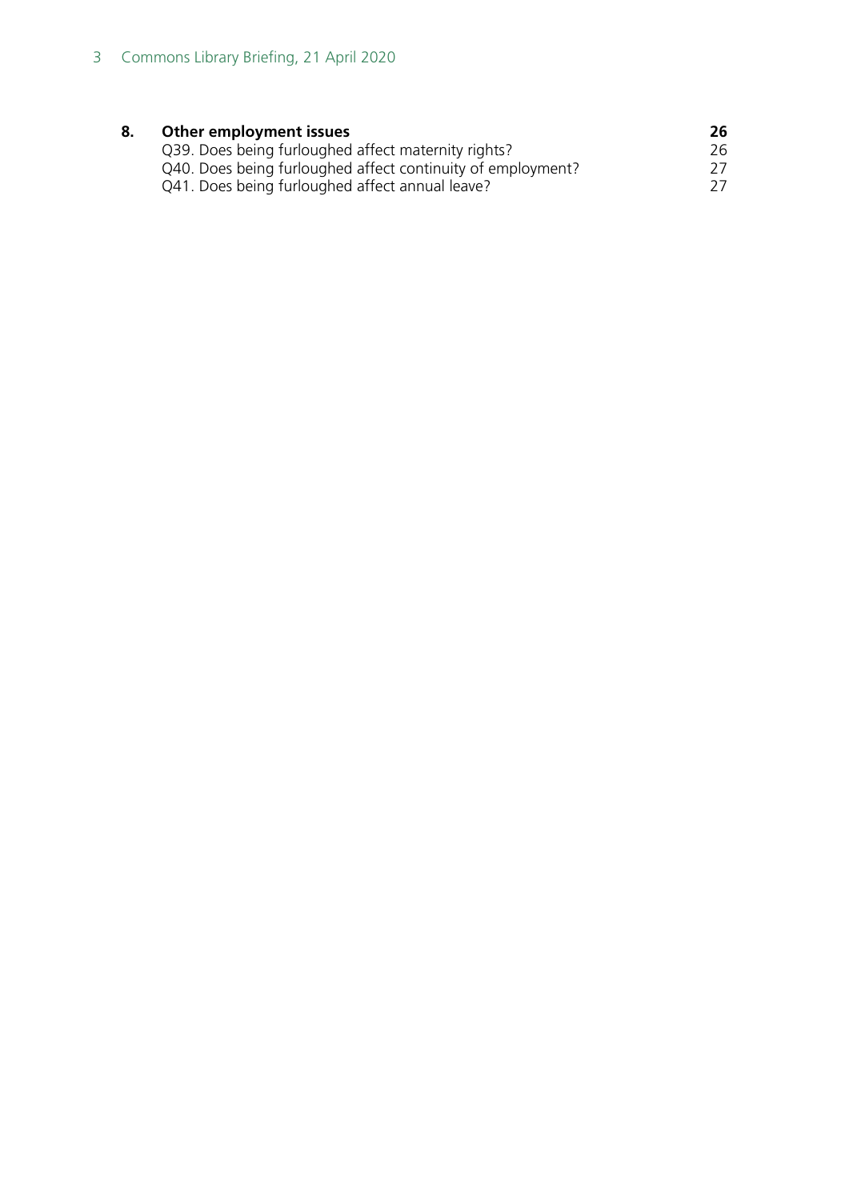| | | |
|---|---|---|
| **8.** | **Other employment issues** | **26** |
| | Q39. Does being furloughed affect maternity rights? | 26 |
| | Q40. Does being furloughed affect continuity of employment? | 27 |
| | Q41. Does being furloughed affect annual leave? | 27 |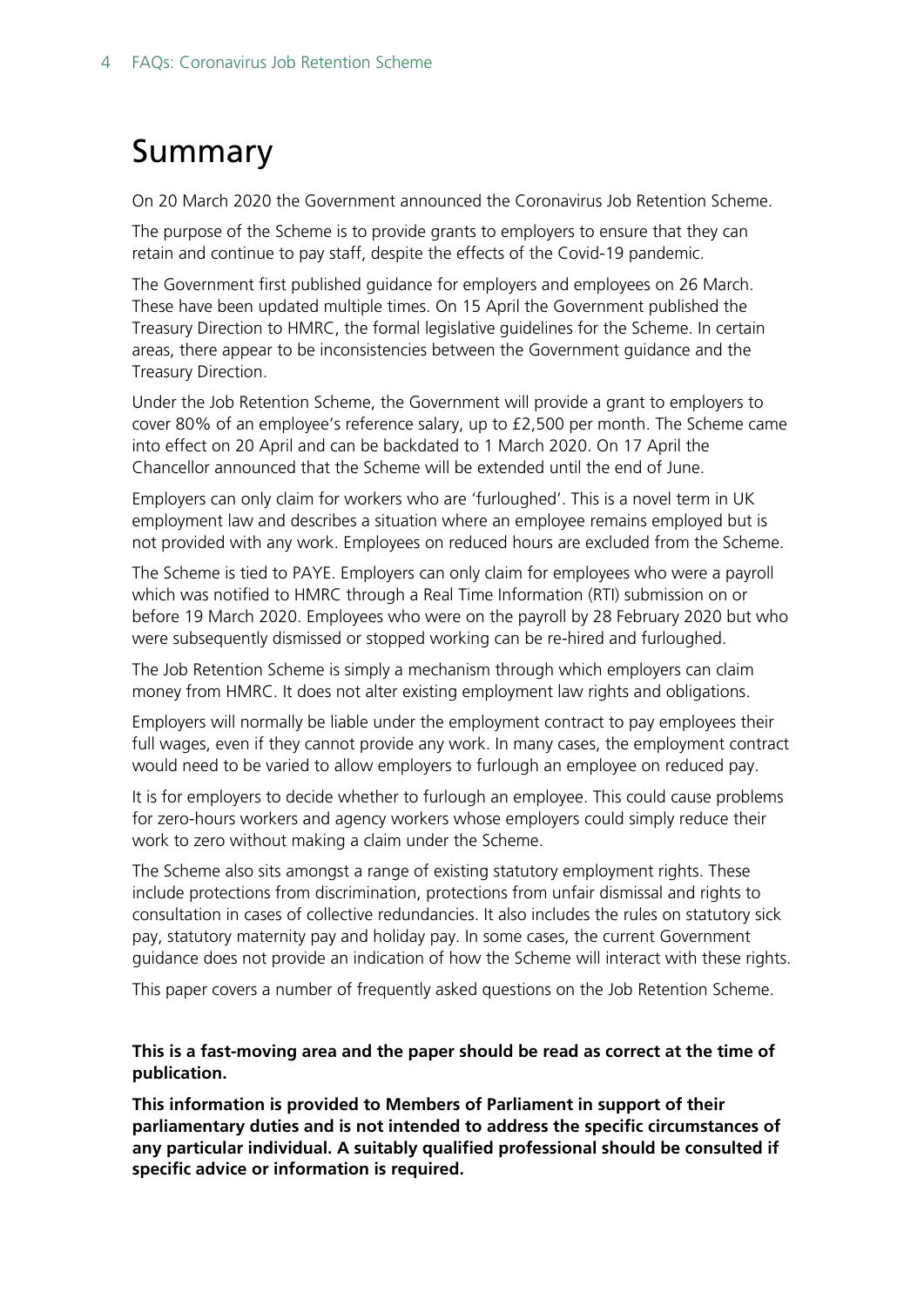# Summary

On 20 March 2020 the Government announced the Coronavirus Job Retention Scheme.

The purpose of the Scheme is to provide grants to employers to ensure that they can retain and continue to pay staff, despite the effects of the Covid-19 pandemic.

The Government first published guidance for employers and employees on 26 March. These have been updated multiple times. On 15 April the Government published the Treasury Direction to HMRC, the formal legislative guidelines for the Scheme. In certain areas, there appear to be inconsistencies between the Government guidance and the Treasury Direction.

Under the Job Retention Scheme, the Government will provide a grant to employers to cover 80% of an employee's reference salary, up to £2,500 per month. The Scheme came into effect on 20 April and can be backdated to 1 March 2020. On 17 April the Chancellor announced that the Scheme will be extended until the end of June.

Employers can only claim for workers who are 'furloughed'. This is a novel term in UK employment law and describes a situation where an employee remains employed but is not provided with any work. Employees on reduced hours are excluded from the Scheme.

The Scheme is tied to PAYE. Employers can only claim for employees who were a payroll which was notified to HMRC through a Real Time Information (RTI) submission on or before 19 March 2020. Employees who were on the payroll by 28 February 2020 but who were subsequently dismissed or stopped working can be re-hired and furloughed.

The Job Retention Scheme is simply a mechanism through which employers can claim money from HMRC. It does not alter existing employment law rights and obligations.

Employers will normally be liable under the employment contract to pay employees their full wages, even if they cannot provide any work. In many cases, the employment contract would need to be varied to allow employers to furlough an employee on reduced pay.

It is for employers to decide whether to furlough an employee. This could cause problems for zero-hours workers and agency workers whose employers could simply reduce their work to zero without making a claim under the Scheme.

The Scheme also sits amongst a range of existing statutory employment rights. These include protections from discrimination, protections from unfair dismissal and rights to consultation in cases of collective redundancies. It also includes the rules on statutory sick pay, statutory maternity pay and holiday pay. In some cases, the current Government guidance does not provide an indication of how the Scheme will interact with these rights.

This paper covers a number of frequently asked questions on the Job Retention Scheme.

**This is a fast-moving area and the paper should be read as correct at the time of publication.**

**This information is provided to Members of Parliament in support of their parliamentary duties and is not intended to address the specific circumstances of any particular individual. A suitably qualified professional should be consulted if specific advice or information is required.**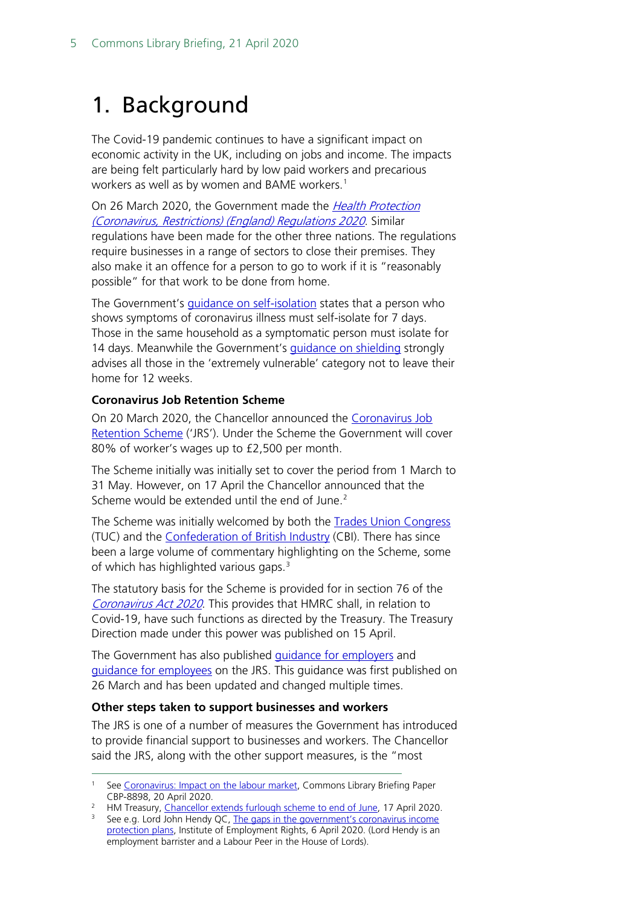# 1. Background

The Covid-19 pandemic continues to have a significant impact on economic activity in the UK, including on jobs and income. The impacts are being felt particularly hard by low paid workers and precarious workers as well as by women and BAME workers.[1]

On 26 March 2020, the Government made the *Health Protection (Coronavirus, Restrictions) (England) Regulations 2020*. Similar regulations have been made for the other three nations. The regulations require businesses in a range of sectors to close their premises. They also make it an offence for a person to go to work if it is "reasonably possible" for that work to be done from home.

The Government's guidance on self-isolation states that a person who shows symptoms of coronavirus illness must self-isolate for 7 days. Those in the same household as a symptomatic person must isolate for 14 days. Meanwhile the Government's guidance on shielding strongly advises all those in the 'extremely vulnerable' category not to leave their home for 12 weeks.

**Coronavirus Job Retention Scheme**

On 20 March 2020, the Chancellor announced the Coronavirus Job Retention Scheme ('JRS'). Under the Scheme the Government will cover 80% of worker's wages up to £2,500 per month.

The Scheme initially was initially set to cover the period from 1 March to 31 May. However, on 17 April the Chancellor announced that the Scheme would be extended until the end of June.[2]

The Scheme was initially welcomed by both the Trades Union Congress (TUC) and the Confederation of British Industry (CBI). There has since been a large volume of commentary highlighting on the Scheme, some of which has highlighted various gaps.[3]

The statutory basis for the Scheme is provided for in section 76 of the *Coronavirus Act 2020*. This provides that HMRC shall, in relation to Covid-19, have such functions as directed by the Treasury. The Treasury Direction made under this power was published on 15 April.

The Government has also published guidance for employers and guidance for employees on the JRS. This guidance was first published on 26 March and has been updated and changed multiple times.

**Other steps taken to support businesses and workers**

The JRS is one of a number of measures the Government has introduced to provide financial support to businesses and workers. The Chancellor said the JRS, along with the other support measures, is the "most

---

[1] See Coronavirus: Impact on the labour market, Commons Library Briefing Paper CBP-8898, 20 April 2020.

[2] HM Treasury, Chancellor extends furlough scheme to end of June, 17 April 2020.

[3] See e.g. Lord John Hendy QC, The gaps in the government's coronavirus income protection plans, Institute of Employment Rights, 6 April 2020. (Lord Hendy is an employment barrister and a Labour Peer in the House of Lords).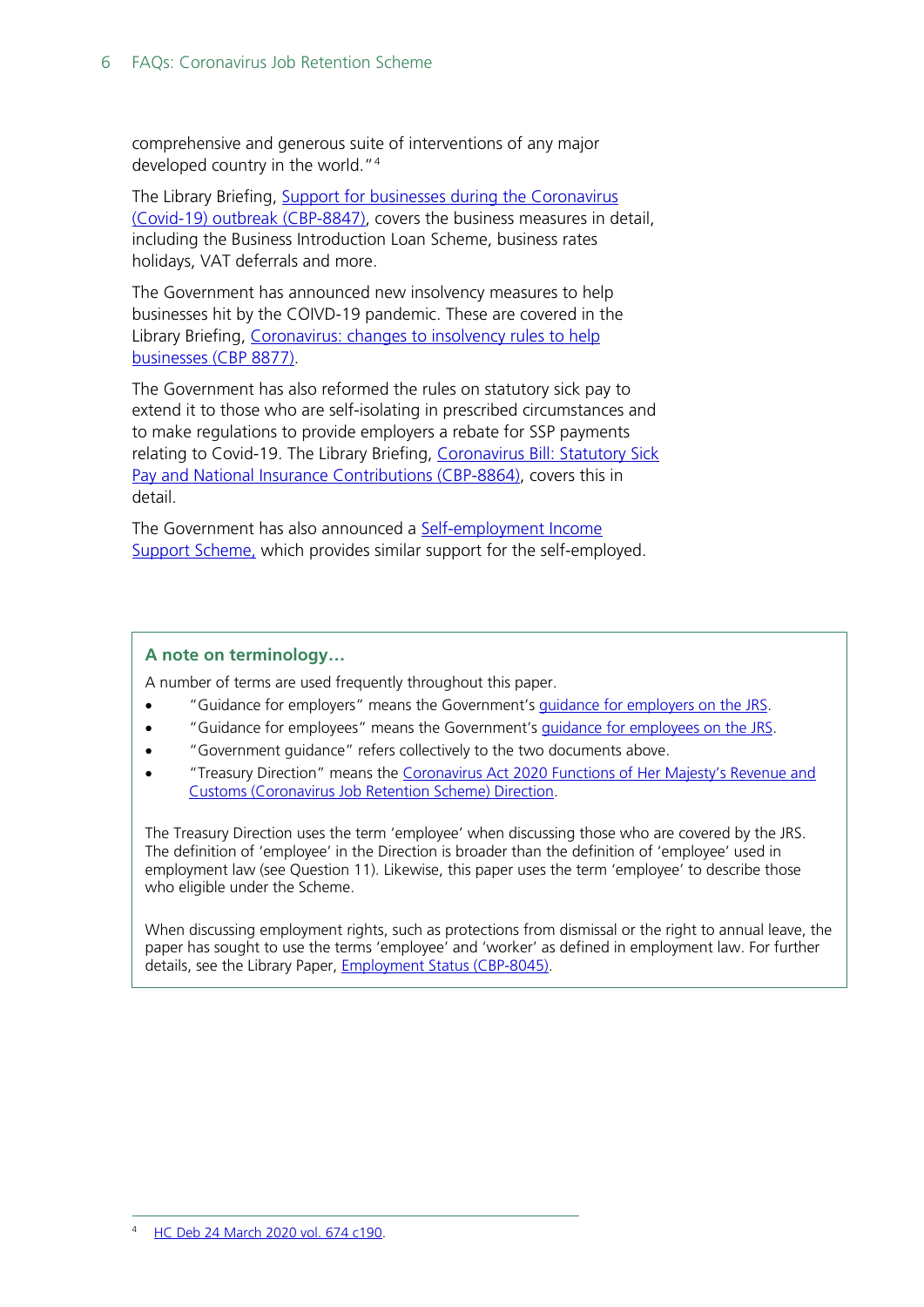comprehensive and generous suite of interventions of any major developed country in the world."[4]

The Library Briefing, Support for businesses during the Coronavirus (Covid-19) outbreak (CBP-8847), covers the business measures in detail, including the Business Introduction Loan Scheme, business rates holidays, VAT deferrals and more.

The Government has announced new insolvency measures to help businesses hit by the COIVD-19 pandemic. These are covered in the Library Briefing, Coronavirus: changes to insolvency rules to help businesses (CBP 8877).

The Government has also reformed the rules on statutory sick pay to extend it to those who are self-isolating in prescribed circumstances and to make regulations to provide employers a rebate for SSP payments relating to Covid-19. The Library Briefing, Coronavirus Bill: Statutory Sick Pay and National Insurance Contributions (CBP-8864), covers this in detail.

The Government has also announced a Self-employment Income Support Scheme, which provides similar support for the self-employed.

### A note on terminology…

A number of terms are used frequently throughout this paper.

- "Guidance for employers" means the Government's guidance for employers on the JRS.
- "Guidance for employees" means the Government's guidance for employees on the JRS.
- "Government guidance" refers collectively to the two documents above.
- "Treasury Direction" means the Coronavirus Act 2020 Functions of Her Majesty's Revenue and Customs (Coronavirus Job Retention Scheme) Direction.

The Treasury Direction uses the term 'employee' when discussing those who are covered by the JRS. The definition of 'employee' in the Direction is broader than the definition of 'employee' used in employment law (see Question 11). Likewise, this paper uses the term 'employee' to describe those who eligible under the Scheme.

When discussing employment rights, such as protections from dismissal or the right to annual leave, the paper has sought to use the terms 'employee' and 'worker' as defined in employment law. For further details, see the Library Paper, Employment Status (CBP-8045).

[4] HC Deb 24 March 2020 vol. 674 c190.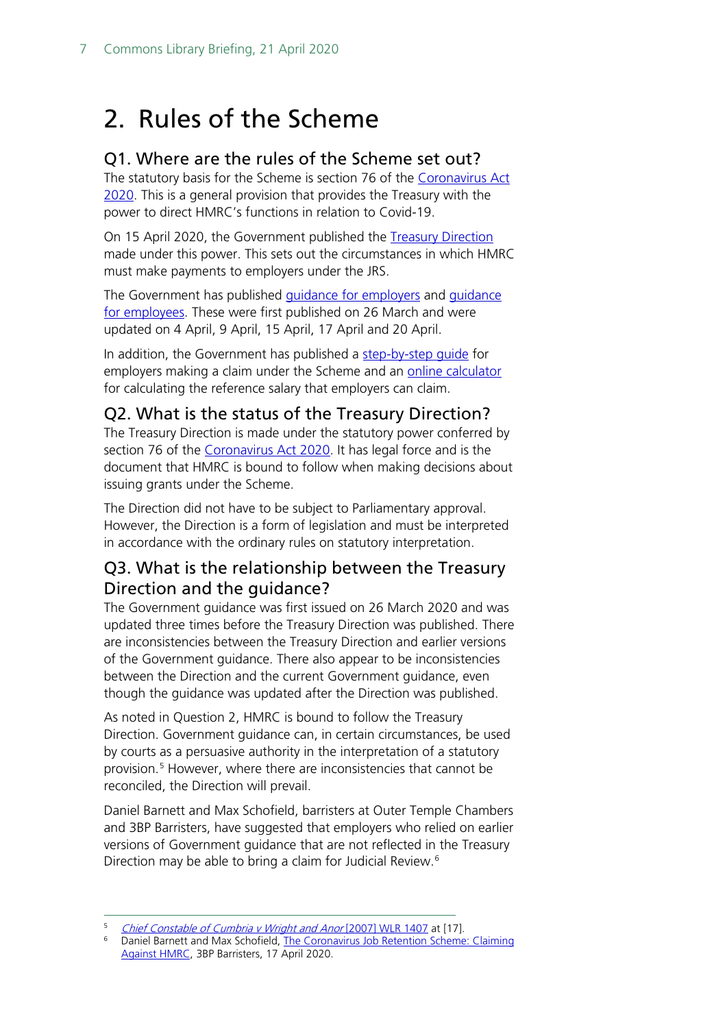# 2. Rules of the Scheme

## Q1. Where are the rules of the Scheme set out?

The statutory basis for the Scheme is section 76 of the Coronavirus Act 2020. This is a general provision that provides the Treasury with the power to direct HMRC's functions in relation to Covid-19.

On 15 April 2020, the Government published the Treasury Direction made under this power. This sets out the circumstances in which HMRC must make payments to employers under the JRS.

The Government has published guidance for employers and guidance for employees. These were first published on 26 March and were updated on 4 April, 9 April, 15 April, 17 April and 20 April.

In addition, the Government has published a step-by-step guide for employers making a claim under the Scheme and an online calculator for calculating the reference salary that employers can claim.

## Q2. What is the status of the Treasury Direction?

The Treasury Direction is made under the statutory power conferred by section 76 of the Coronavirus Act 2020. It has legal force and is the document that HMRC is bound to follow when making decisions about issuing grants under the Scheme.

The Direction did not have to be subject to Parliamentary approval. However, the Direction is a form of legislation and must be interpreted in accordance with the ordinary rules on statutory interpretation.

## Q3. What is the relationship between the Treasury Direction and the guidance?

The Government guidance was first issued on 26 March 2020 and was updated three times before the Treasury Direction was published. There are inconsistencies between the Treasury Direction and earlier versions of the Government guidance. There also appear to be inconsistencies between the Direction and the current Government guidance, even though the guidance was updated after the Direction was published.

As noted in Question 2, HMRC is bound to follow the Treasury Direction. Government guidance can, in certain circumstances, be used by courts as a persuasive authority in the interpretation of a statutory provision.[5] However, where there are inconsistencies that cannot be reconciled, the Direction will prevail.

Daniel Barnett and Max Schofield, barristers at Outer Temple Chambers and 3BP Barristers, have suggested that employers who relied on earlier versions of Government guidance that are not reflected in the Treasury Direction may be able to bring a claim for Judicial Review.[6]

---

[5] *Chief Constable of Cumbria v Wright and Anor* [2007] WLR 1407 at [17].

[6] Daniel Barnett and Max Schofield, The Coronavirus Job Retention Scheme: Claiming Against HMRC, 3BP Barristers, 17 April 2020.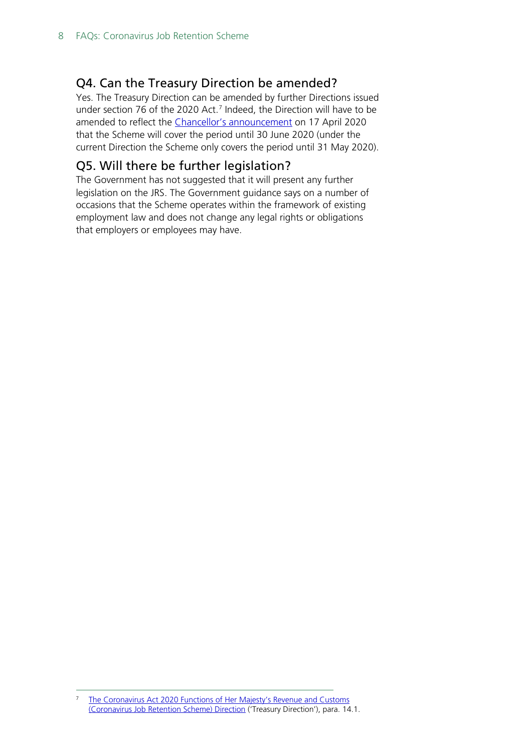## Q4. Can the Treasury Direction be amended?

Yes. The Treasury Direction can be amended by further Directions issued under section 76 of the 2020 Act.[7] Indeed, the Direction will have to be amended to reflect the Chancellor's announcement on 17 April 2020 that the Scheme will cover the period until 30 June 2020 (under the current Direction the Scheme only covers the period until 31 May 2020).

## Q5. Will there be further legislation?

The Government has not suggested that it will present any further legislation on the JRS. The Government guidance says on a number of occasions that the Scheme operates within the framework of existing employment law and does not change any legal rights or obligations that employers or employees may have.

---

[7] The Coronavirus Act 2020 Functions of Her Majesty's Revenue and Customs (Coronavirus Job Retention Scheme) Direction ('Treasury Direction'), para. 14.1.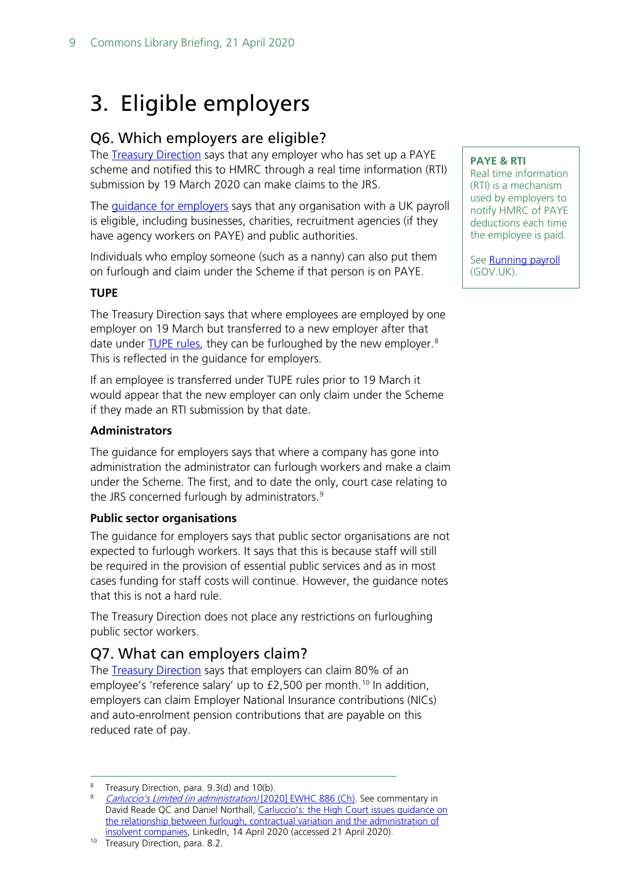# 3. Eligible employers

## Q6. Which employers are eligible?

The Treasury Direction says that any employer who has set up a PAYE scheme and notified this to HMRC through a real time information (RTI) submission by 19 March 2020 can make claims to the JRS.

The guidance for employers says that any organisation with a UK payroll is eligible, including businesses, charities, recruitment agencies (if they have agency workers on PAYE) and public authorities.

Individuals who employ someone (such as a nanny) can also put them on furlough and claim under the Scheme if that person is on PAYE.

**PAYE & RTI**

Real time information (RTI) is a mechanism used by employers to notify HMRC of PAYE deductions each time the employee is paid.

See Running payroll (GOV.UK).

### TUPE

The Treasury Direction says that where employees are employed by one employer on 19 March but transferred to a new employer after that date under TUPE rules, they can be furloughed by the new employer.[8] This is reflected in the guidance for employers.

If an employee is transferred under TUPE rules prior to 19 March it would appear that the new employer can only claim under the Scheme if they made an RTI submission by that date.

### Administrators

The guidance for employers says that where a company has gone into administration the administrator can furlough workers and make a claim under the Scheme. The first, and to date the only, court case relating to the JRS concerned furlough by administrators.[9]

### Public sector organisations

The guidance for employers says that public sector organisations are not expected to furlough workers. It says that this is because staff will still be required in the provision of essential public services and as in most cases funding for staff costs will continue. However, the guidance notes that this is not a hard rule.

The Treasury Direction does not place any restrictions on furloughing public sector workers.

## Q7. What can employers claim?

The Treasury Direction says that employers can claim 80% of an employee's 'reference salary' up to £2,500 per month.[10] In addition, employers can claim Employer National Insurance contributions (NICs) and auto-enrolment pension contributions that are payable on this reduced rate of pay.

---

[8] Treasury Direction, para. 9.3(d) and 10(b).

[9] *Carluccio's Limited (in administration)* [2020] EWHC 886 (Ch). See commentary in David Reade QC and Daniel Northall, Carluccio's: the High Court issues guidance on the relationship between furlough, contractual variation and the administration of insolvent companies, LinkedIn, 14 April 2020 (accessed 21 April 2020).

[10] Treasury Direction, para. 8.2.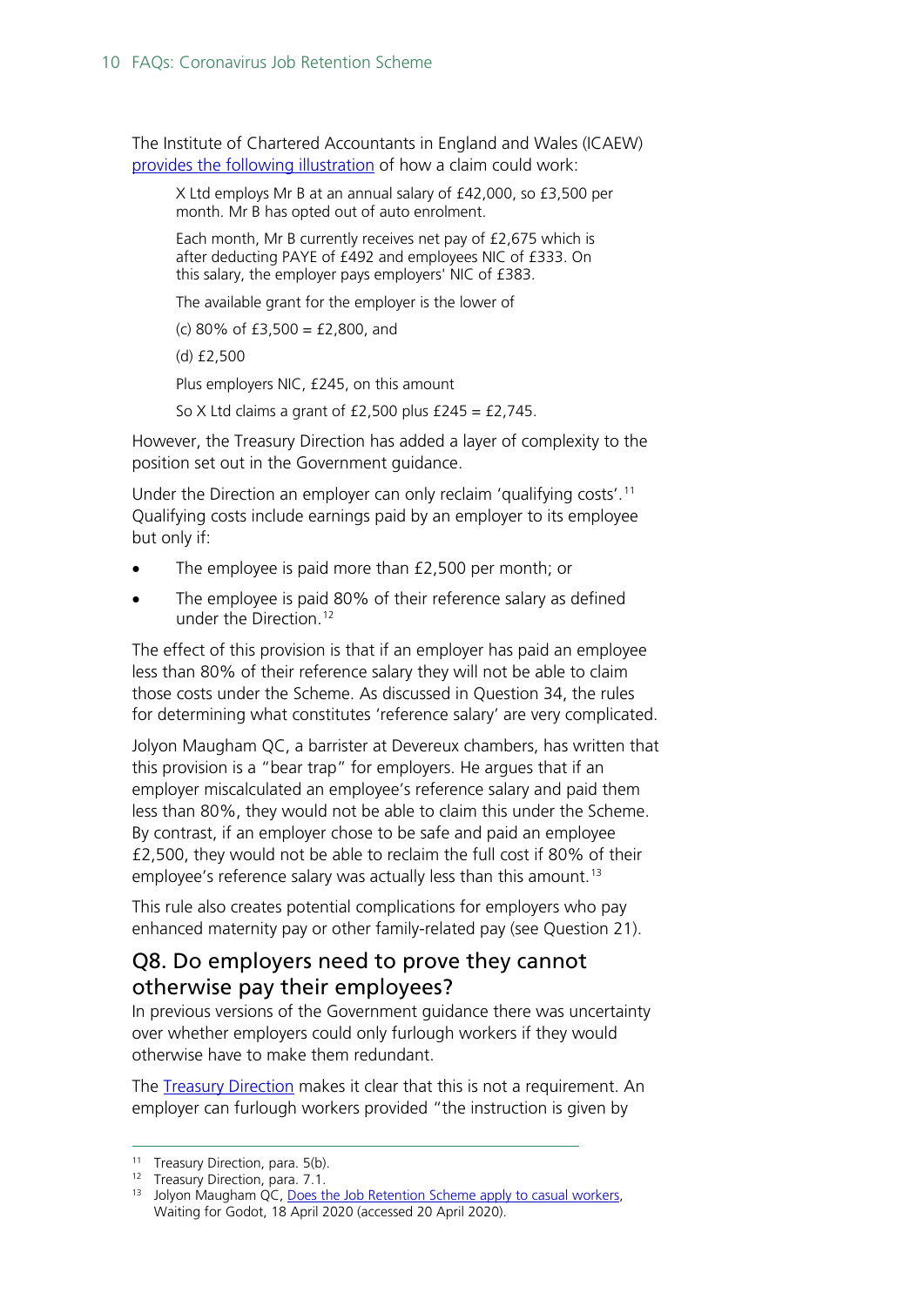The Institute of Chartered Accountants in England and Wales (ICAEW) provides the following illustration of how a claim could work:

> X Ltd employs Mr B at an annual salary of £42,000, so £3,500 per month. Mr B has opted out of auto enrolment.
>
> Each month, Mr B currently receives net pay of £2,675 which is after deducting PAYE of £492 and employees NIC of £333. On this salary, the employer pays employers' NIC of £383.
>
> The available grant for the employer is the lower of
>
> (c) 80% of £3,500 = £2,800, and
>
> (d) £2,500
>
> Plus employers NIC, £245, on this amount
>
> So X Ltd claims a grant of £2,500 plus £245 = £2,745.

However, the Treasury Direction has added a layer of complexity to the position set out in the Government guidance.

Under the Direction an employer can only reclaim 'qualifying costs'.[11] Qualifying costs include earnings paid by an employer to its employee but only if:

- The employee is paid more than £2,500 per month; or
- The employee is paid 80% of their reference salary as defined under the Direction.[12]

The effect of this provision is that if an employer has paid an employee less than 80% of their reference salary they will not be able to claim those costs under the Scheme. As discussed in Question 34, the rules for determining what constitutes 'reference salary' are very complicated.

Jolyon Maugham QC, a barrister at Devereux chambers, has written that this provision is a "bear trap" for employers. He argues that if an employer miscalculated an employee's reference salary and paid them less than 80%, they would not be able to claim this under the Scheme. By contrast, if an employer chose to be safe and paid an employee £2,500, they would not be able to reclaim the full cost if 80% of their employee's reference salary was actually less than this amount.[13]

This rule also creates potential complications for employers who pay enhanced maternity pay or other family-related pay (see Question 21).

## Q8. Do employers need to prove they cannot otherwise pay their employees?

In previous versions of the Government guidance there was uncertainty over whether employers could only furlough workers if they would otherwise have to make them redundant.

The Treasury Direction makes it clear that this is not a requirement. An employer can furlough workers provided "the instruction is given by

---

[11] Treasury Direction, para. 5(b).

[12] Treasury Direction, para. 7.1.

[13] Jolyon Maugham QC, Does the Job Retention Scheme apply to casual workers, Waiting for Godot, 18 April 2020 (accessed 20 April 2020).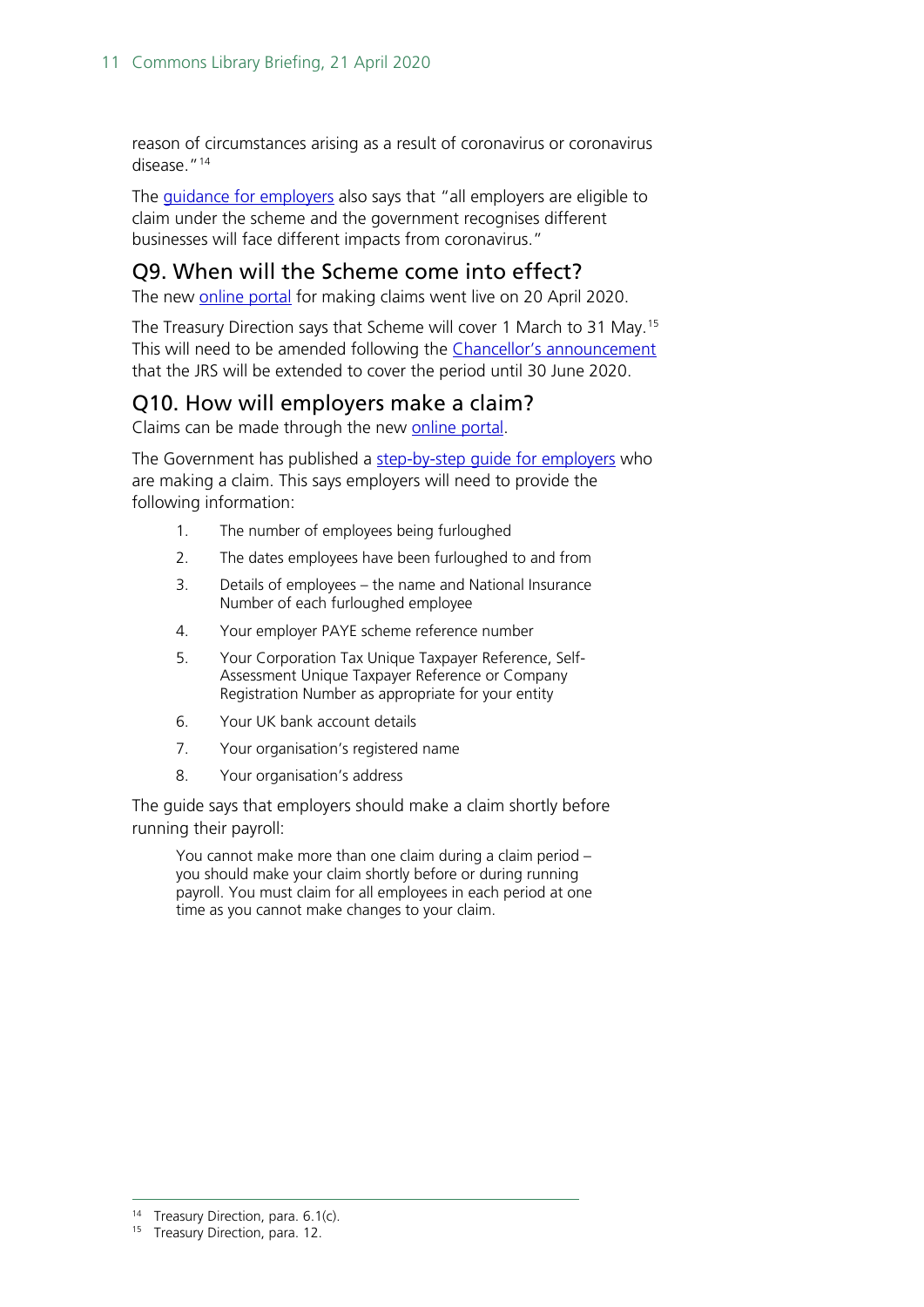reason of circumstances arising as a result of coronavirus or coronavirus disease."[14]

The guidance for employers also says that "all employers are eligible to claim under the scheme and the government recognises different businesses will face different impacts from coronavirus."

## Q9. When will the Scheme come into effect?

The new online portal for making claims went live on 20 April 2020.

The Treasury Direction says that Scheme will cover 1 March to 31 May.[15] This will need to be amended following the Chancellor's announcement that the JRS will be extended to cover the period until 30 June 2020.

## Q10. How will employers make a claim?

Claims can be made through the new online portal.

The Government has published a step-by-step guide for employers who are making a claim. This says employers will need to provide the following information:

1. The number of employees being furloughed
2. The dates employees have been furloughed to and from
3. Details of employees – the name and National Insurance Number of each furloughed employee
4. Your employer PAYE scheme reference number
5. Your Corporation Tax Unique Taxpayer Reference, Self-Assessment Unique Taxpayer Reference or Company Registration Number as appropriate for your entity
6. Your UK bank account details
7. Your organisation's registered name
8. Your organisation's address

The guide says that employers should make a claim shortly before running their payroll:

> You cannot make more than one claim during a claim period – you should make your claim shortly before or during running payroll. You must claim for all employees in each period at one time as you cannot make changes to your claim.

[14] Treasury Direction, para. 6.1(c).
[15] Treasury Direction, para. 12.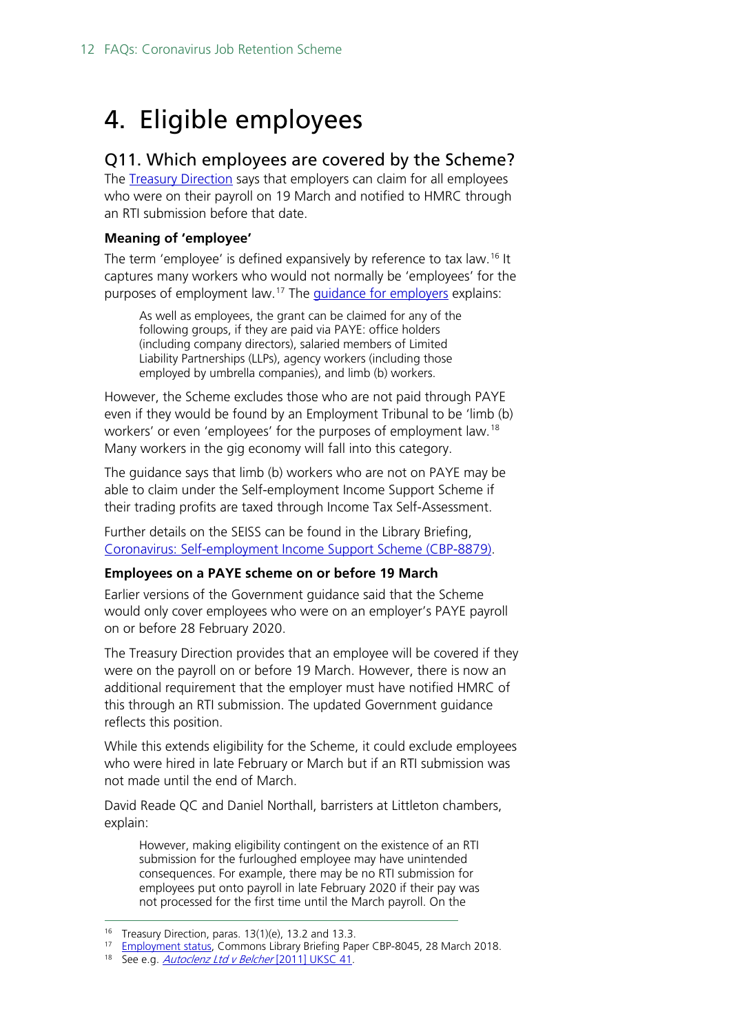# 4. Eligible employees

## Q11. Which employees are covered by the Scheme?

The Treasury Direction says that employers can claim for all employees who were on their payroll on 19 March and notified to HMRC through an RTI submission before that date.

### Meaning of 'employee'

The term 'employee' is defined expansively by reference to tax law.[16] It captures many workers who would not normally be 'employees' for the purposes of employment law.[17] The guidance for employers explains:

> As well as employees, the grant can be claimed for any of the following groups, if they are paid via PAYE: office holders (including company directors), salaried members of Limited Liability Partnerships (LLPs), agency workers (including those employed by umbrella companies), and limb (b) workers.

However, the Scheme excludes those who are not paid through PAYE even if they would be found by an Employment Tribunal to be 'limb (b) workers' or even 'employees' for the purposes of employment law.[18] Many workers in the gig economy will fall into this category.

The guidance says that limb (b) workers who are not on PAYE may be able to claim under the Self-employment Income Support Scheme if their trading profits are taxed through Income Tax Self-Assessment.

Further details on the SEISS can be found in the Library Briefing, Coronavirus: Self-employment Income Support Scheme (CBP-8879).

### Employees on a PAYE scheme on or before 19 March

Earlier versions of the Government guidance said that the Scheme would only cover employees who were on an employer's PAYE payroll on or before 28 February 2020.

The Treasury Direction provides that an employee will be covered if they were on the payroll on or before 19 March. However, there is now an additional requirement that the employer must have notified HMRC of this through an RTI submission. The updated Government guidance reflects this position.

While this extends eligibility for the Scheme, it could exclude employees who were hired in late February or March but if an RTI submission was not made until the end of March.

David Reade QC and Daniel Northall, barristers at Littleton chambers, explain:

> However, making eligibility contingent on the existence of an RTI submission for the furloughed employee may have unintended consequences. For example, there may be no RTI submission for employees put onto payroll in late February 2020 if their pay was not processed for the first time until the March payroll. On the

---

[16] Treasury Direction, paras. 13(1)(e), 13.2 and 13.3.

[17] Employment status, Commons Library Briefing Paper CBP-8045, 28 March 2018.

[18] See e.g. *Autoclenz Ltd v Belcher* [2011] UKSC 41.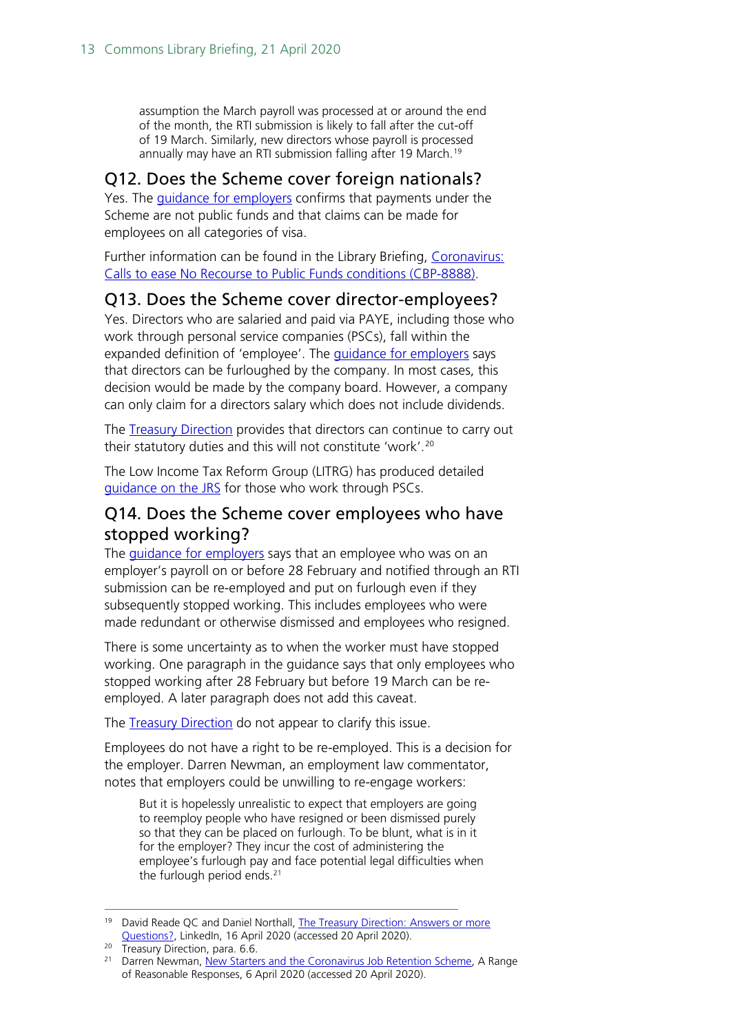> assumption the March payroll was processed at or around the end of the month, the RTI submission is likely to fall after the cut-off of 19 March. Similarly, new directors whose payroll is processed annually may have an RTI submission falling after 19 March.[19]

## Q12. Does the Scheme cover foreign nationals?

Yes. The guidance for employers confirms that payments under the Scheme are not public funds and that claims can be made for employees on all categories of visa.

Further information can be found in the Library Briefing, Coronavirus: Calls to ease No Recourse to Public Funds conditions (CBP-8888).

## Q13. Does the Scheme cover director-employees?

Yes. Directors who are salaried and paid via PAYE, including those who work through personal service companies (PSCs), fall within the expanded definition of 'employee'. The guidance for employers says that directors can be furloughed by the company. In most cases, this decision would be made by the company board. However, a company can only claim for a directors salary which does not include dividends.

The Treasury Direction provides that directors can continue to carry out their statutory duties and this will not constitute 'work'.[20]

The Low Income Tax Reform Group (LITRG) has produced detailed guidance on the JRS for those who work through PSCs.

## Q14. Does the Scheme cover employees who have stopped working?

The guidance for employers says that an employee who was on an employer's payroll on or before 28 February and notified through an RTI submission can be re-employed and put on furlough even if they subsequently stopped working. This includes employees who were made redundant or otherwise dismissed and employees who resigned.

There is some uncertainty as to when the worker must have stopped working. One paragraph in the guidance says that only employees who stopped working after 28 February but before 19 March can be re-employed. A later paragraph does not add this caveat.

The Treasury Direction do not appear to clarify this issue.

Employees do not have a right to be re-employed. This is a decision for the employer. Darren Newman, an employment law commentator, notes that employers could be unwilling to re-engage workers:

> But it is hopelessly unrealistic to expect that employers are going to reemploy people who have resigned or been dismissed purely so that they can be placed on furlough. To be blunt, what is in it for the employer? They incur the cost of administering the employee's furlough pay and face potential legal difficulties when the furlough period ends.[21]

---

[19] David Reade QC and Daniel Northall, The Treasury Direction: Answers or more Questions?, LinkedIn, 16 April 2020 (accessed 20 April 2020).

[20] Treasury Direction, para. 6.6.

[21] Darren Newman, New Starters and the Coronavirus Job Retention Scheme, A Range of Reasonable Responses, 6 April 2020 (accessed 20 April 2020).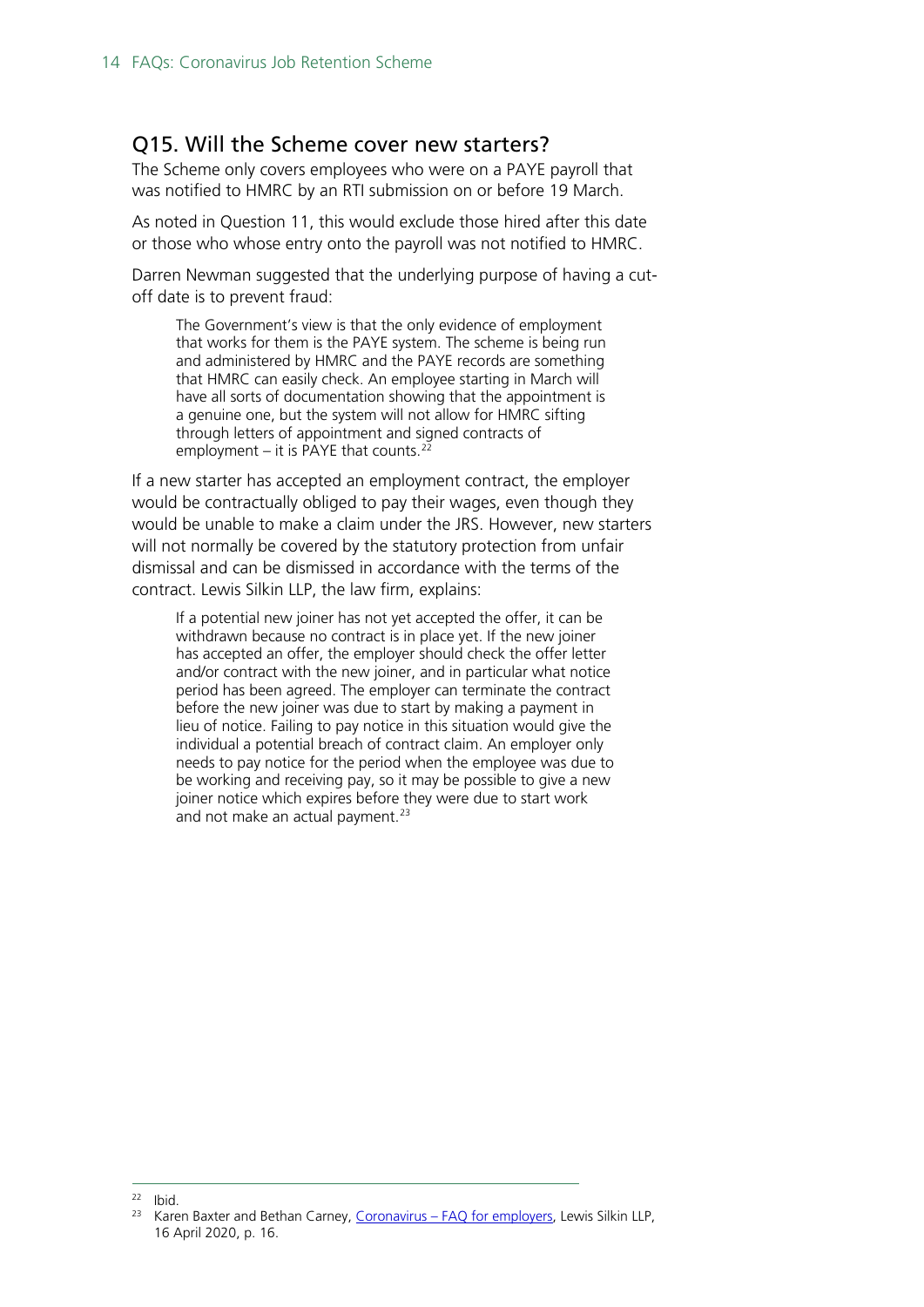## Q15. Will the Scheme cover new starters?

The Scheme only covers employees who were on a PAYE payroll that was notified to HMRC by an RTI submission on or before 19 March.

As noted in Question 11, this would exclude those hired after this date or those who whose entry onto the payroll was not notified to HMRC.

Darren Newman suggested that the underlying purpose of having a cut-off date is to prevent fraud:

> The Government's view is that the only evidence of employment that works for them is the PAYE system. The scheme is being run and administered by HMRC and the PAYE records are something that HMRC can easily check. An employee starting in March will have all sorts of documentation showing that the appointment is a genuine one, but the system will not allow for HMRC sifting through letters of appointment and signed contracts of employment – it is PAYE that counts.[22]

If a new starter has accepted an employment contract, the employer would be contractually obliged to pay their wages, even though they would be unable to make a claim under the JRS. However, new starters will not normally be covered by the statutory protection from unfair dismissal and can be dismissed in accordance with the terms of the contract. Lewis Silkin LLP, the law firm, explains:

> If a potential new joiner has not yet accepted the offer, it can be withdrawn because no contract is in place yet. If the new joiner has accepted an offer, the employer should check the offer letter and/or contract with the new joiner, and in particular what notice period has been agreed. The employer can terminate the contract before the new joiner was due to start by making a payment in lieu of notice. Failing to pay notice in this situation would give the individual a potential breach of contract claim. An employer only needs to pay notice for the period when the employee was due to be working and receiving pay, so it may be possible to give a new joiner notice which expires before they were due to start work and not make an actual payment.[23]

---

[22] Ibid.

[23] Karen Baxter and Bethan Carney, Coronavirus – FAQ for employers, Lewis Silkin LLP, 16 April 2020, p. 16.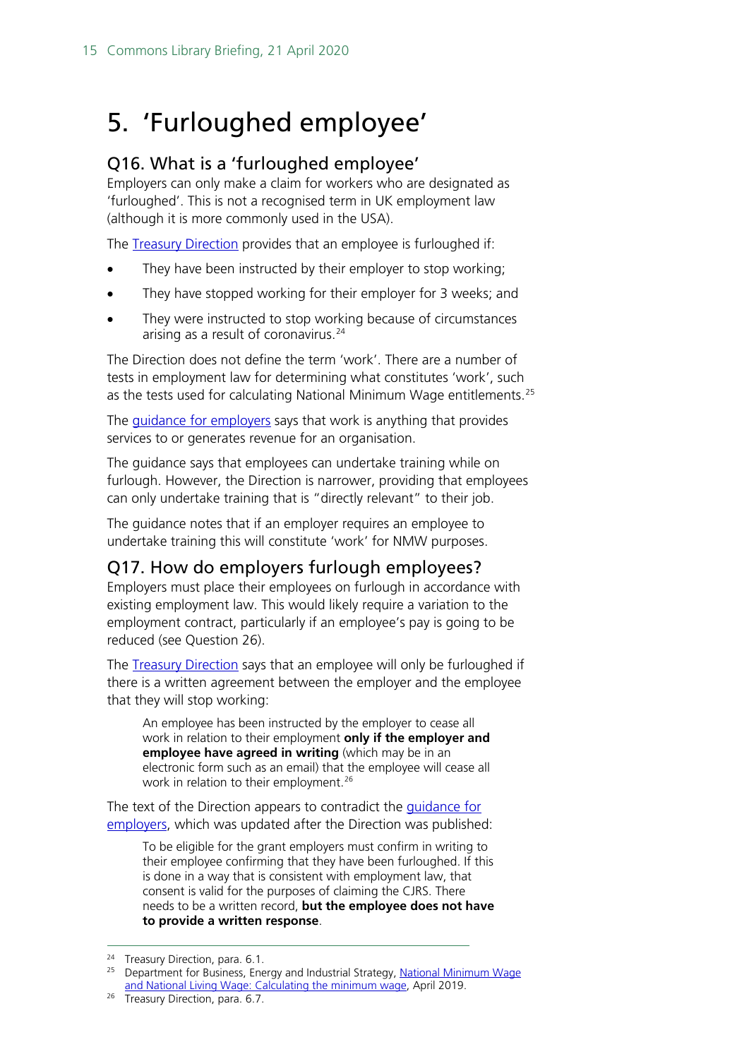# 5. 'Furloughed employee'

## Q16. What is a 'furloughed employee'

Employers can only make a claim for workers who are designated as 'furloughed'. This is not a recognised term in UK employment law (although it is more commonly used in the USA).

The Treasury Direction provides that an employee is furloughed if:

- They have been instructed by their employer to stop working;
- They have stopped working for their employer for 3 weeks; and
- They were instructed to stop working because of circumstances arising as a result of coronavirus.[24]

The Direction does not define the term 'work'. There are a number of tests in employment law for determining what constitutes 'work', such as the tests used for calculating National Minimum Wage entitlements.[25]

The guidance for employers says that work is anything that provides services to or generates revenue for an organisation.

The guidance says that employees can undertake training while on furlough. However, the Direction is narrower, providing that employees can only undertake training that is "directly relevant" to their job.

The guidance notes that if an employer requires an employee to undertake training this will constitute 'work' for NMW purposes.

## Q17. How do employers furlough employees?

Employers must place their employees on furlough in accordance with existing employment law. This would likely require a variation to the employment contract, particularly if an employee's pay is going to be reduced (see Question 26).

The Treasury Direction says that an employee will only be furloughed if there is a written agreement between the employer and the employee that they will stop working:

> An employee has been instructed by the employer to cease all work in relation to their employment **only if the employer and employee have agreed in writing** (which may be in an electronic form such as an email) that the employee will cease all work in relation to their employment.[26]

The text of the Direction appears to contradict the guidance for employers, which was updated after the Direction was published:

> To be eligible for the grant employers must confirm in writing to their employee confirming that they have been furloughed. If this is done in a way that is consistent with employment law, that consent is valid for the purposes of claiming the CJRS. There needs to be a written record, **but the employee does not have to provide a written response**.

---

[24] Treasury Direction, para. 6.1.

[25] Department for Business, Energy and Industrial Strategy, National Minimum Wage and National Living Wage: Calculating the minimum wage, April 2019.

[26] Treasury Direction, para. 6.7.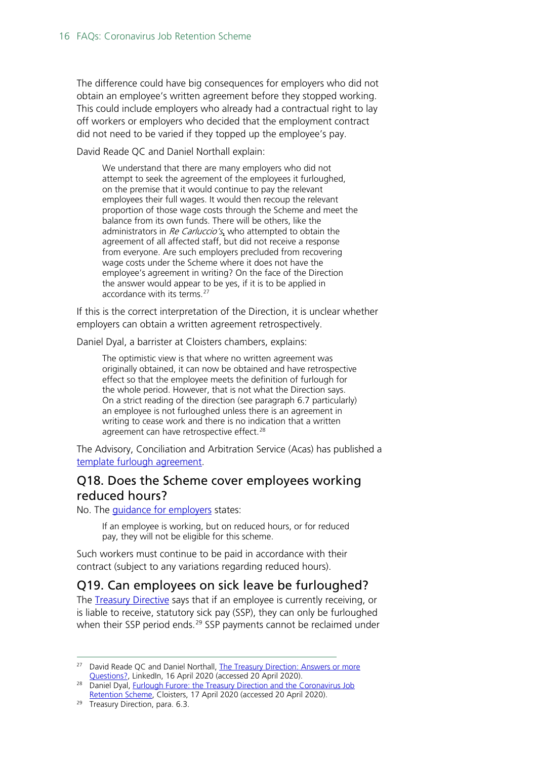The difference could have big consequences for employers who did not obtain an employee's written agreement before they stopped working. This could include employers who already had a contractual right to lay off workers or employers who decided that the employment contract did not need to be varied if they topped up the employee's pay.

David Reade QC and Daniel Northall explain:

> We understand that there are many employers who did not attempt to seek the agreement of the employees it furloughed, on the premise that it would continue to pay the relevant employees their full wages. It would then recoup the relevant proportion of those wage costs through the Scheme and meet the balance from its own funds. There will be others, like the administrators in *Re Carluccio's*, who attempted to obtain the agreement of all affected staff, but did not receive a response from everyone. Are such employers precluded from recovering wage costs under the Scheme where it does not have the employee's agreement in writing? On the face of the Direction the answer would appear to be yes, if it is to be applied in accordance with its terms.[27]

If this is the correct interpretation of the Direction, it is unclear whether employers can obtain a written agreement retrospectively.

Daniel Dyal, a barrister at Cloisters chambers, explains:

> The optimistic view is that where no written agreement was originally obtained, it can now be obtained and have retrospective effect so that the employee meets the definition of furlough for the whole period. However, that is not what the Direction says. On a strict reading of the direction (see paragraph 6.7 particularly) an employee is not furloughed unless there is an agreement in writing to cease work and there is no indication that a written agreement can have retrospective effect.[28]

The Advisory, Conciliation and Arbitration Service (Acas) has published a template furlough agreement.

## Q18. Does the Scheme cover employees working reduced hours?

No. The guidance for employers states:

> If an employee is working, but on reduced hours, or for reduced pay, they will not be eligible for this scheme.

Such workers must continue to be paid in accordance with their contract (subject to any variations regarding reduced hours).

## Q19. Can employees on sick leave be furloughed?

The Treasury Directive says that if an employee is currently receiving, or is liable to receive, statutory sick pay (SSP), they can only be furloughed when their SSP period ends.[29] SSP payments cannot be reclaimed under

---

[27] David Reade QC and Daniel Northall, The Treasury Direction: Answers or more Questions?, LinkedIn, 16 April 2020 (accessed 20 April 2020).

[28] Daniel Dyal, Furlough Furore: the Treasury Direction and the Coronavirus Job Retention Scheme, Cloisters, 17 April 2020 (accessed 20 April 2020).

[29] Treasury Direction, para. 6.3.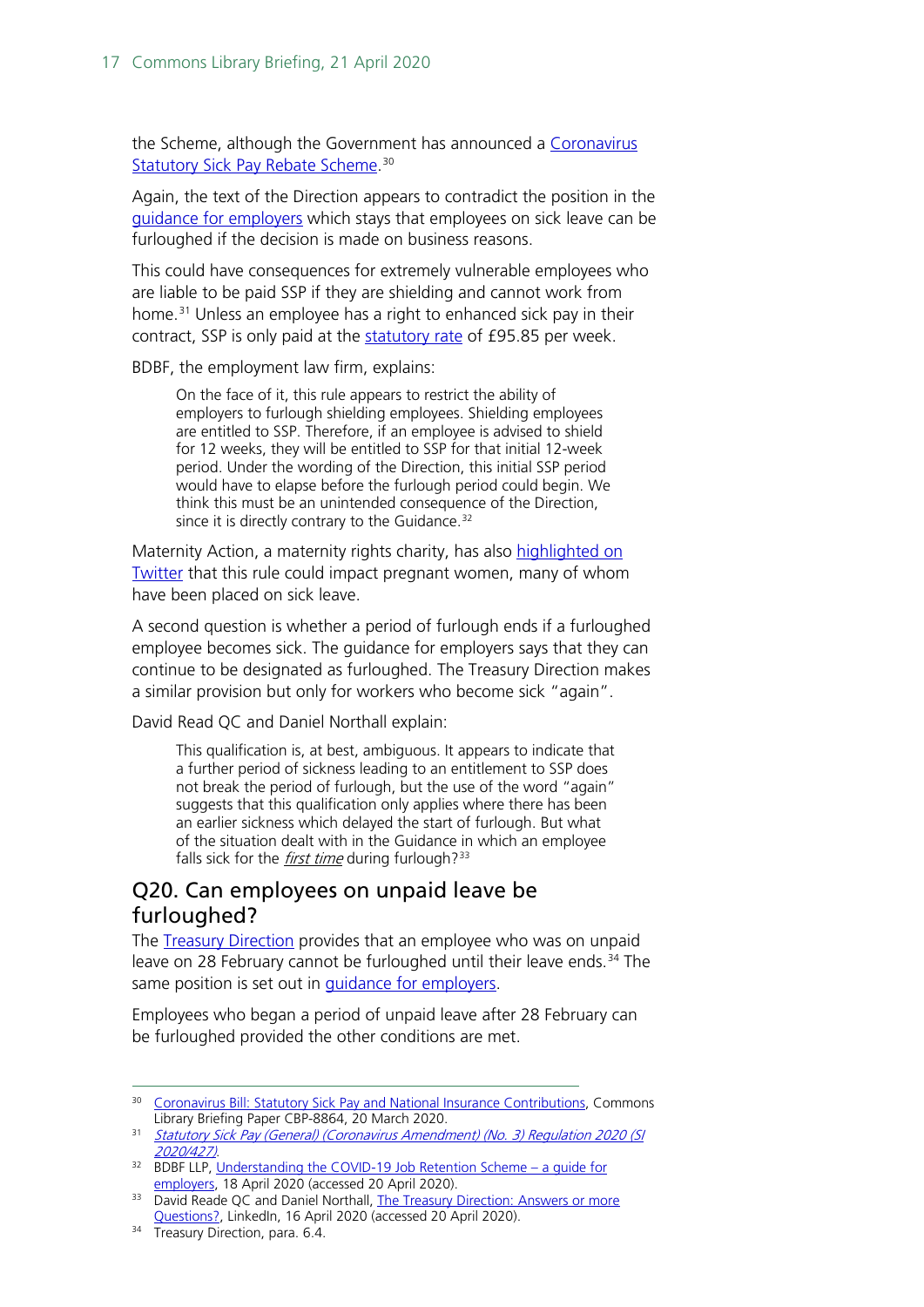the Scheme, although the Government has announced a Coronavirus Statutory Sick Pay Rebate Scheme.[30]

Again, the text of the Direction appears to contradict the position in the guidance for employers which stays that employees on sick leave can be furloughed if the decision is made on business reasons.

This could have consequences for extremely vulnerable employees who are liable to be paid SSP if they are shielding and cannot work from home.[31] Unless an employee has a right to enhanced sick pay in their contract, SSP is only paid at the statutory rate of £95.85 per week.

BDBF, the employment law firm, explains:

> On the face of it, this rule appears to restrict the ability of employers to furlough shielding employees. Shielding employees are entitled to SSP. Therefore, if an employee is advised to shield for 12 weeks, they will be entitled to SSP for that initial 12-week period. Under the wording of the Direction, this initial SSP period would have to elapse before the furlough period could begin. We think this must be an unintended consequence of the Direction, since it is directly contrary to the Guidance.[32]

Maternity Action, a maternity rights charity, has also highlighted on Twitter that this rule could impact pregnant women, many of whom have been placed on sick leave.

A second question is whether a period of furlough ends if a furloughed employee becomes sick. The guidance for employers says that they can continue to be designated as furloughed. The Treasury Direction makes a similar provision but only for workers who become sick "again".

David Read QC and Daniel Northall explain:

> This qualification is, at best, ambiguous. It appears to indicate that a further period of sickness leading to an entitlement to SSP does not break the period of furlough, but the use of the word "again" suggests that this qualification only applies where there has been an earlier sickness which delayed the start of furlough. But what of the situation dealt with in the Guidance in which an employee falls sick for the *first time* during furlough?[33]

## Q20. Can employees on unpaid leave be furloughed?

The Treasury Direction provides that an employee who was on unpaid leave on 28 February cannot be furloughed until their leave ends.[34] The same position is set out in guidance for employers.

Employees who began a period of unpaid leave after 28 February can be furloughed provided the other conditions are met.

---

[30] Coronavirus Bill: Statutory Sick Pay and National Insurance Contributions, Commons Library Briefing Paper CBP-8864, 20 March 2020.

[31] *Statutory Sick Pay (General) (Coronavirus Amendment) (No. 3) Regulation 2020 (SI 2020/427)*.

[32] BDBF LLP, Understanding the COVID-19 Job Retention Scheme – a guide for employers, 18 April 2020 (accessed 20 April 2020).

[33] David Reade QC and Daniel Northall, The Treasury Direction: Answers or more Questions?, LinkedIn, 16 April 2020 (accessed 20 April 2020).

[34] Treasury Direction, para. 6.4.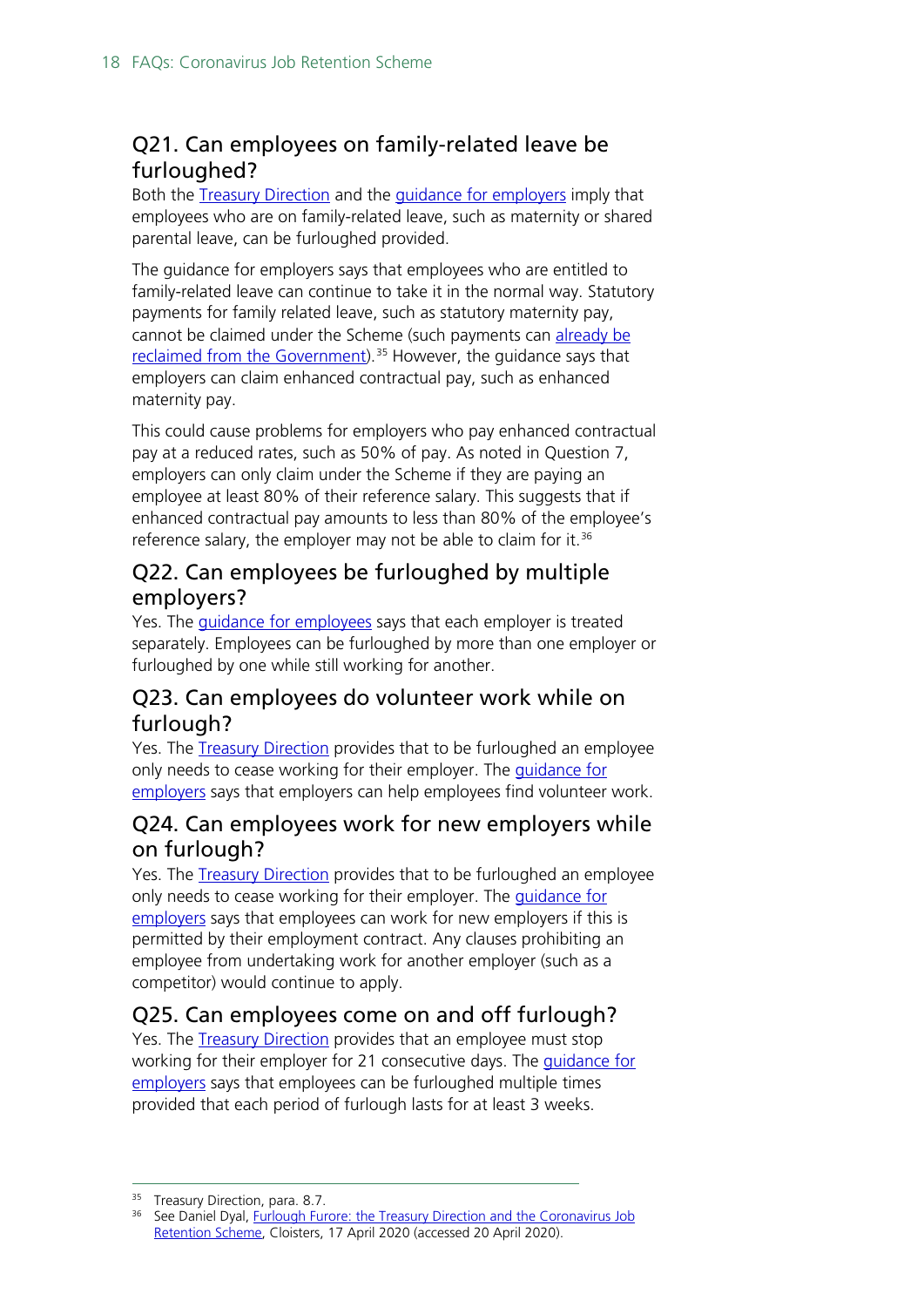## Q21. Can employees on family-related leave be furloughed?

Both the Treasury Direction and the guidance for employers imply that employees who are on family-related leave, such as maternity or shared parental leave, can be furloughed provided.

The guidance for employers says that employees who are entitled to family-related leave can continue to take it in the normal way. Statutory payments for family related leave, such as statutory maternity pay, cannot be claimed under the Scheme (such payments can already be reclaimed from the Government).[35] However, the guidance says that employers can claim enhanced contractual pay, such as enhanced maternity pay.

This could cause problems for employers who pay enhanced contractual pay at a reduced rates, such as 50% of pay. As noted in Question 7, employers can only claim under the Scheme if they are paying an employee at least 80% of their reference salary. This suggests that if enhanced contractual pay amounts to less than 80% of the employee's reference salary, the employer may not be able to claim for it.[36]

## Q22. Can employees be furloughed by multiple employers?

Yes. The guidance for employees says that each employer is treated separately. Employees can be furloughed by more than one employer or furloughed by one while still working for another.

## Q23. Can employees do volunteer work while on furlough?

Yes. The Treasury Direction provides that to be furloughed an employee only needs to cease working for their employer. The guidance for employers says that employers can help employees find volunteer work.

## Q24. Can employees work for new employers while on furlough?

Yes. The Treasury Direction provides that to be furloughed an employee only needs to cease working for their employer. The guidance for employers says that employees can work for new employers if this is permitted by their employment contract. Any clauses prohibiting an employee from undertaking work for another employer (such as a competitor) would continue to apply.

## Q25. Can employees come on and off furlough?

Yes. The Treasury Direction provides that an employee must stop working for their employer for 21 consecutive days. The guidance for employers says that employees can be furloughed multiple times provided that each period of furlough lasts for at least 3 weeks.

---

[35] Treasury Direction, para. 8.7.

[36] See Daniel Dyal, Furlough Furore: the Treasury Direction and the Coronavirus Job Retention Scheme, Cloisters, 17 April 2020 (accessed 20 April 2020).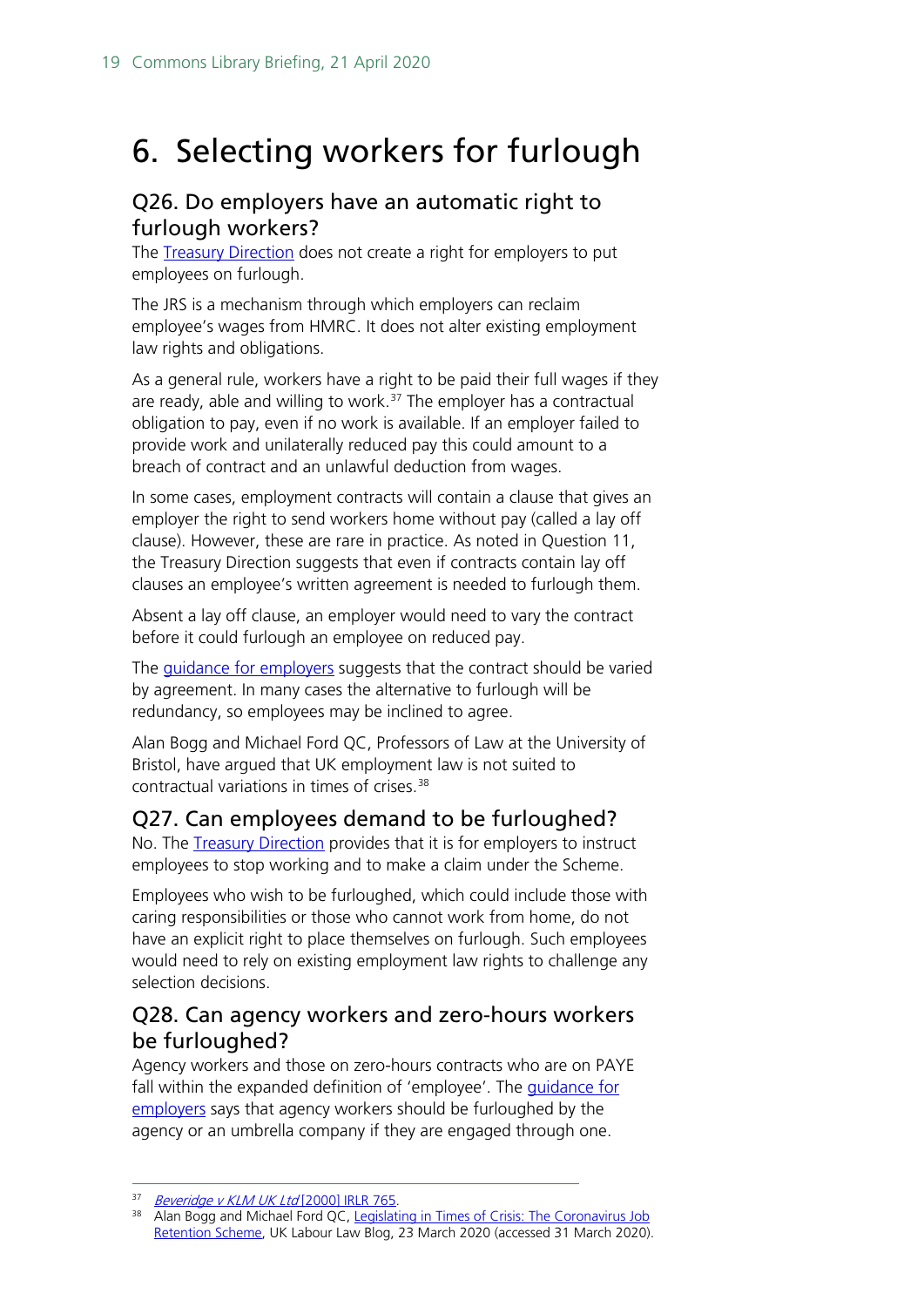# 6. Selecting workers for furlough

## Q26. Do employers have an automatic right to furlough workers?

The Treasury Direction does not create a right for employers to put employees on furlough.

The JRS is a mechanism through which employers can reclaim employee's wages from HMRC. It does not alter existing employment law rights and obligations.

As a general rule, workers have a right to be paid their full wages if they are ready, able and willing to work.[37] The employer has a contractual obligation to pay, even if no work is available. If an employer failed to provide work and unilaterally reduced pay this could amount to a breach of contract and an unlawful deduction from wages.

In some cases, employment contracts will contain a clause that gives an employer the right to send workers home without pay (called a lay off clause). However, these are rare in practice. As noted in Question 11, the Treasury Direction suggests that even if contracts contain lay off clauses an employee's written agreement is needed to furlough them.

Absent a lay off clause, an employer would need to vary the contract before it could furlough an employee on reduced pay.

The guidance for employers suggests that the contract should be varied by agreement. In many cases the alternative to furlough will be redundancy, so employees may be inclined to agree.

Alan Bogg and Michael Ford QC, Professors of Law at the University of Bristol, have argued that UK employment law is not suited to contractual variations in times of crises.[38]

## Q27. Can employees demand to be furloughed?

No. The Treasury Direction provides that it is for employers to instruct employees to stop working and to make a claim under the Scheme.

Employees who wish to be furloughed, which could include those with caring responsibilities or those who cannot work from home, do not have an explicit right to place themselves on furlough. Such employees would need to rely on existing employment law rights to challenge any selection decisions.

## Q28. Can agency workers and zero-hours workers be furloughed?

Agency workers and those on zero-hours contracts who are on PAYE fall within the expanded definition of 'employee'. The guidance for employers says that agency workers should be furloughed by the agency or an umbrella company if they are engaged through one.

---

[37] *Beveridge v KLM UK Ltd* [2000] IRLR 765.

[38] Alan Bogg and Michael Ford QC, Legislating in Times of Crisis: The Coronavirus Job Retention Scheme, UK Labour Law Blog, 23 March 2020 (accessed 31 March 2020).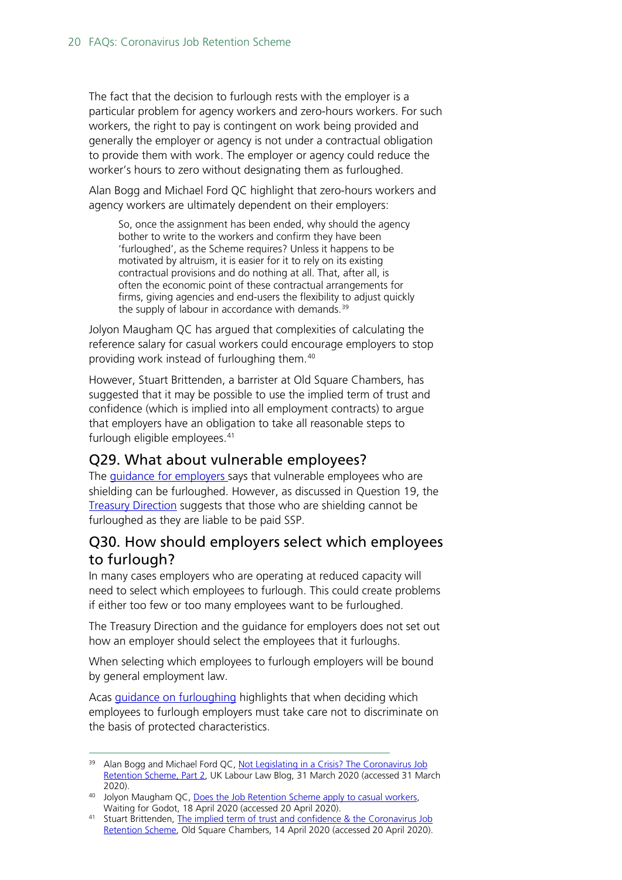The fact that the decision to furlough rests with the employer is a particular problem for agency workers and zero-hours workers. For such workers, the right to pay is contingent on work being provided and generally the employer or agency is not under a contractual obligation to provide them with work. The employer or agency could reduce the worker's hours to zero without designating them as furloughed.

Alan Bogg and Michael Ford QC highlight that zero-hours workers and agency workers are ultimately dependent on their employers:

> So, once the assignment has been ended, why should the agency bother to write to the workers and confirm they have been 'furloughed', as the Scheme requires? Unless it happens to be motivated by altruism, it is easier for it to rely on its existing contractual provisions and do nothing at all. That, after all, is often the economic point of these contractual arrangements for firms, giving agencies and end-users the flexibility to adjust quickly the supply of labour in accordance with demands.[39]

Jolyon Maugham QC has argued that complexities of calculating the reference salary for casual workers could encourage employers to stop providing work instead of furloughing them.[40]

However, Stuart Brittenden, a barrister at Old Square Chambers, has suggested that it may be possible to use the implied term of trust and confidence (which is implied into all employment contracts) to argue that employers have an obligation to take all reasonable steps to furlough eligible employees.[41]

## Q29. What about vulnerable employees?

The guidance for employers says that vulnerable employees who are shielding can be furloughed. However, as discussed in Question 19, the Treasury Direction suggests that those who are shielding cannot be furloughed as they are liable to be paid SSP.

## Q30. How should employers select which employees to furlough?

In many cases employers who are operating at reduced capacity will need to select which employees to furlough. This could create problems if either too few or too many employees want to be furloughed.

The Treasury Direction and the guidance for employers does not set out how an employer should select the employees that it furloughs.

When selecting which employees to furlough employers will be bound by general employment law.

Acas guidance on furloughing highlights that when deciding which employees to furlough employers must take care not to discriminate on the basis of protected characteristics.

---

[39] Alan Bogg and Michael Ford QC, Not Legislating in a Crisis? The Coronavirus Job Retention Scheme, Part 2, UK Labour Law Blog, 31 March 2020 (accessed 31 March 2020).

[40] Jolyon Maugham QC, Does the Job Retention Scheme apply to casual workers, Waiting for Godot, 18 April 2020 (accessed 20 April 2020).

[41] Stuart Brittenden, The implied term of trust and confidence & the Coronavirus Job Retention Scheme, Old Square Chambers, 14 April 2020 (accessed 20 April 2020).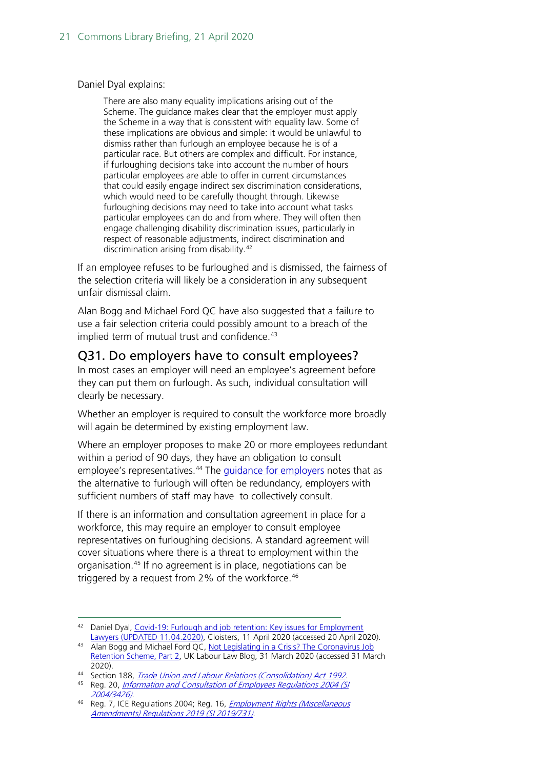Daniel Dyal explains:

> There are also many equality implications arising out of the Scheme. The guidance makes clear that the employer must apply the Scheme in a way that is consistent with equality law. Some of these implications are obvious and simple: it would be unlawful to dismiss rather than furlough an employee because he is of a particular race. But others are complex and difficult. For instance, if furloughing decisions take into account the number of hours particular employees are able to offer in current circumstances that could easily engage indirect sex discrimination considerations, which would need to be carefully thought through. Likewise furloughing decisions may need to take into account what tasks particular employees can do and from where. They will often then engage challenging disability discrimination issues, particularly in respect of reasonable adjustments, indirect discrimination and discrimination arising from disability.[42]

If an employee refuses to be furloughed and is dismissed, the fairness of the selection criteria will likely be a consideration in any subsequent unfair dismissal claim.

Alan Bogg and Michael Ford QC have also suggested that a failure to use a fair selection criteria could possibly amount to a breach of the implied term of mutual trust and confidence.[43]

## Q31. Do employers have to consult employees?

In most cases an employer will need an employee's agreement before they can put them on furlough. As such, individual consultation will clearly be necessary.

Whether an employer is required to consult the workforce more broadly will again be determined by existing employment law.

Where an employer proposes to make 20 or more employees redundant within a period of 90 days, they have an obligation to consult employee's representatives.[44] The guidance for employers notes that as the alternative to furlough will often be redundancy, employers with sufficient numbers of staff may have to collectively consult.

If there is an information and consultation agreement in place for a workforce, this may require an employer to consult employee representatives on furloughing decisions. A standard agreement will cover situations where there is a threat to employment within the organisation.[45] If no agreement is in place, negotiations can be triggered by a request from 2% of the workforce.[46]

---

[42] Daniel Dyal, Covid-19: Furlough and job retention: Key issues for Employment Lawyers (UPDATED 11.04.2020), Cloisters, 11 April 2020 (accessed 20 April 2020).

[43] Alan Bogg and Michael Ford QC, Not Legislating in a Crisis? The Coronavirus Job Retention Scheme, Part 2, UK Labour Law Blog, 31 March 2020 (accessed 31 March 2020).

[44] Section 188, *Trade Union and Labour Relations (Consolidation) Act 1992*.

[45] Reg. 20, *Information and Consultation of Employees Regulations 2004 (SI 2004/3426)*.

[46] Reg. 7, ICE Regulations 2004; Reg. 16, *Employment Rights (Miscellaneous Amendments) Regulations 2019 (SI 2019/731)*.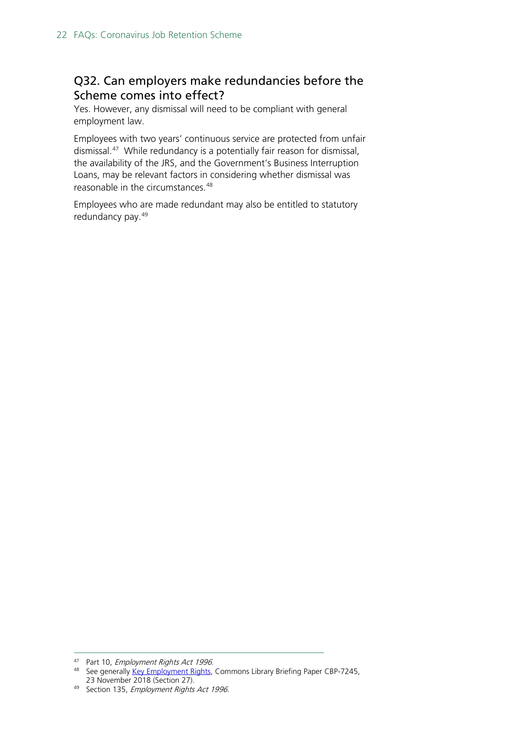## Q32. Can employers make redundancies before the Scheme comes into effect?

Yes. However, any dismissal will need to be compliant with general employment law.

Employees with two years' continuous service are protected from unfair dismissal.[47] While redundancy is a potentially fair reason for dismissal, the availability of the JRS, and the Government's Business Interruption Loans, may be relevant factors in considering whether dismissal was reasonable in the circumstances.[48]

Employees who are made redundant may also be entitled to statutory redundancy pay.[49]

---

[47] Part 10, *Employment Rights Act 1996*.

[48] See generally [Key Employment Rights](), Commons Library Briefing Paper CBP-7245, 23 November 2018 (Section 27).

[49] Section 135, *Employment Rights Act 1996*.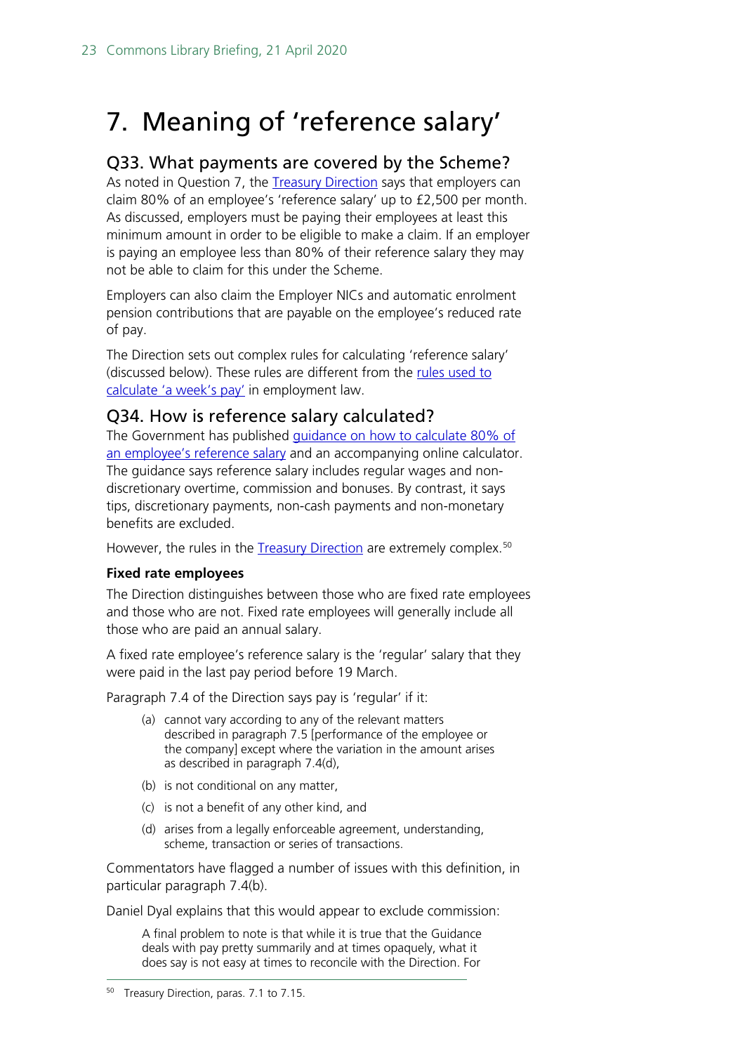# 7. Meaning of 'reference salary'

## Q33. What payments are covered by the Scheme?

As noted in Question 7, the Treasury Direction says that employers can claim 80% of an employee's 'reference salary' up to £2,500 per month. As discussed, employers must be paying their employees at least this minimum amount in order to be eligible to make a claim. If an employer is paying an employee less than 80% of their reference salary they may not be able to claim for this under the Scheme.

Employers can also claim the Employer NICs and automatic enrolment pension contributions that are payable on the employee's reduced rate of pay.

The Direction sets out complex rules for calculating 'reference salary' (discussed below). These rules are different from the rules used to calculate 'a week's pay' in employment law.

## Q34. How is reference salary calculated?

The Government has published guidance on how to calculate 80% of an employee's reference salary and an accompanying online calculator. The guidance says reference salary includes regular wages and non-discretionary overtime, commission and bonuses. By contrast, it says tips, discretionary payments, non-cash payments and non-monetary benefits are excluded.

However, the rules in the Treasury Direction are extremely complex.[50]

**Fixed rate employees**

The Direction distinguishes between those who are fixed rate employees and those who are not. Fixed rate employees will generally include all those who are paid an annual salary.

A fixed rate employee's reference salary is the 'regular' salary that they were paid in the last pay period before 19 March.

Paragraph 7.4 of the Direction says pay is 'regular' if it:

> (a) cannot vary according to any of the relevant matters described in paragraph 7.5 [performance of the employee or the company] except where the variation in the amount arises as described in paragraph 7.4(d),
>
> (b) is not conditional on any matter,
>
> (c) is not a benefit of any other kind, and
>
> (d) arises from a legally enforceable agreement, understanding, scheme, transaction or series of transactions.

Commentators have flagged a number of issues with this definition, in particular paragraph 7.4(b).

Daniel Dyal explains that this would appear to exclude commission:

> A final problem to note is that while it is true that the Guidance deals with pay pretty summarily and at times opaquely, what it does say is not easy at times to reconcile with the Direction. For

[50] Treasury Direction, paras. 7.1 to 7.15.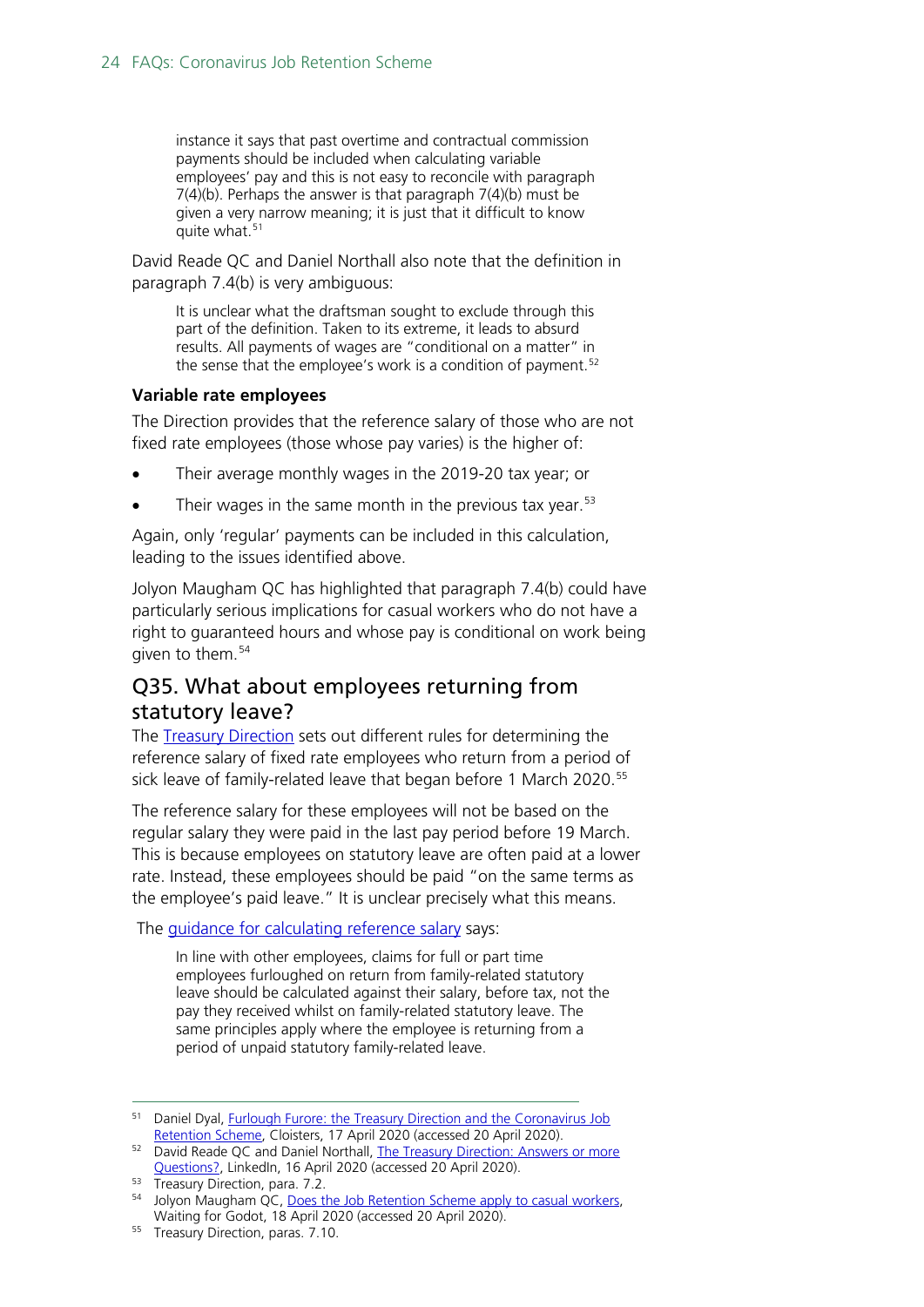> instance it says that past overtime and contractual commission payments should be included when calculating variable employees' pay and this is not easy to reconcile with paragraph 7(4)(b). Perhaps the answer is that paragraph 7(4)(b) must be given a very narrow meaning; it is just that it difficult to know quite what.[51]

David Reade QC and Daniel Northall also note that the definition in paragraph 7.4(b) is very ambiguous:

> It is unclear what the draftsman sought to exclude through this part of the definition. Taken to its extreme, it leads to absurd results. All payments of wages are "conditional on a matter" in the sense that the employee's work is a condition of payment.[52]

**Variable rate employees**

The Direction provides that the reference salary of those who are not fixed rate employees (those whose pay varies) is the higher of:

- Their average monthly wages in the 2019-20 tax year; or
- Their wages in the same month in the previous tax year.[53]

Again, only 'regular' payments can be included in this calculation, leading to the issues identified above.

Jolyon Maugham QC has highlighted that paragraph 7.4(b) could have particularly serious implications for casual workers who do not have a right to guaranteed hours and whose pay is conditional on work being given to them.[54]

## Q35. What about employees returning from statutory leave?

The Treasury Direction sets out different rules for determining the reference salary of fixed rate employees who return from a period of sick leave of family-related leave that began before 1 March 2020.[55]

The reference salary for these employees will not be based on the regular salary they were paid in the last pay period before 19 March. This is because employees on statutory leave are often paid at a lower rate. Instead, these employees should be paid "on the same terms as the employee's paid leave." It is unclear precisely what this means.

The guidance for calculating reference salary says:

> In line with other employees, claims for full or part time employees furloughed on return from family-related statutory leave should be calculated against their salary, before tax, not the pay they received whilst on family-related statutory leave. The same principles apply where the employee is returning from a period of unpaid statutory family-related leave.

---

[51] Daniel Dyal, Furlough Furore: the Treasury Direction and the Coronavirus Job Retention Scheme, Cloisters, 17 April 2020 (accessed 20 April 2020).

[52] David Reade QC and Daniel Northall, The Treasury Direction: Answers or more Questions?, LinkedIn, 16 April 2020 (accessed 20 April 2020).

[53] Treasury Direction, para. 7.2.

[54] Jolyon Maugham QC, Does the Job Retention Scheme apply to casual workers, Waiting for Godot, 18 April 2020 (accessed 20 April 2020).

[55] Treasury Direction, paras. 7.10.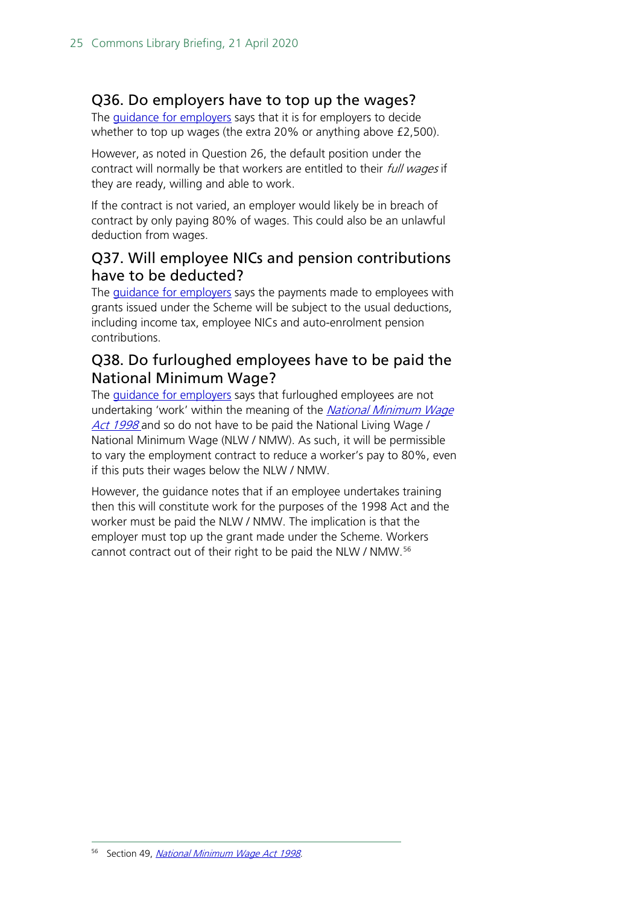## Q36. Do employers have to top up the wages?

The guidance for employers says that it is for employers to decide whether to top up wages (the extra 20% or anything above £2,500).

However, as noted in Question 26, the default position under the contract will normally be that workers are entitled to their *full wages* if they are ready, willing and able to work.

If the contract is not varied, an employer would likely be in breach of contract by only paying 80% of wages. This could also be an unlawful deduction from wages.

## Q37. Will employee NICs and pension contributions have to be deducted?

The guidance for employers says the payments made to employees with grants issued under the Scheme will be subject to the usual deductions, including income tax, employee NICs and auto-enrolment pension contributions.

## Q38. Do furloughed employees have to be paid the National Minimum Wage?

The guidance for employers says that furloughed employees are not undertaking 'work' within the meaning of the *National Minimum Wage Act 1998* and so do not have to be paid the National Living Wage / National Minimum Wage (NLW / NMW). As such, it will be permissible to vary the employment contract to reduce a worker's pay to 80%, even if this puts their wages below the NLW / NMW.

However, the guidance notes that if an employee undertakes training then this will constitute work for the purposes of the 1998 Act and the worker must be paid the NLW / NMW. The implication is that the employer must top up the grant made under the Scheme. Workers cannot contract out of their right to be paid the NLW / NMW.[56]

[56] Section 49, *National Minimum Wage Act 1998*.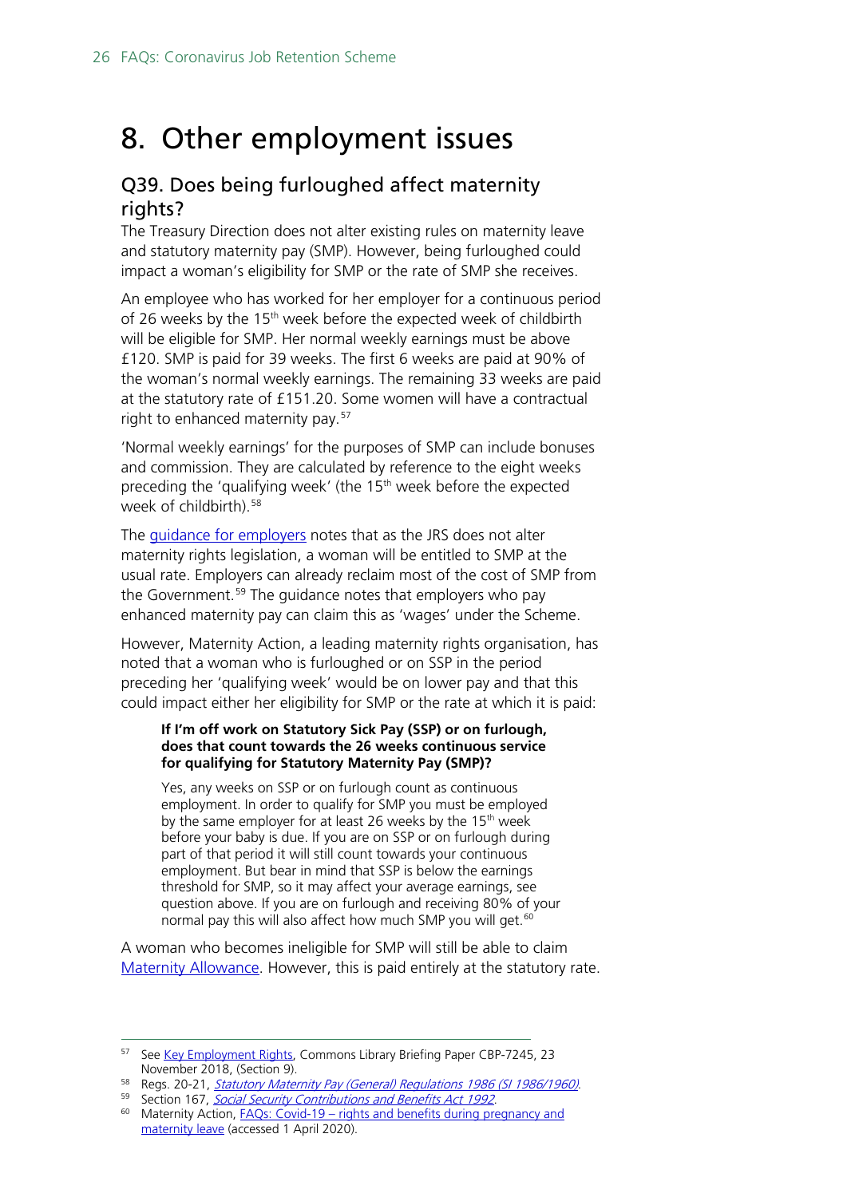# 8. Other employment issues

## Q39. Does being furloughed affect maternity rights?

The Treasury Direction does not alter existing rules on maternity leave and statutory maternity pay (SMP). However, being furloughed could impact a woman's eligibility for SMP or the rate of SMP she receives.

An employee who has worked for her employer for a continuous period of 26 weeks by the 15th week before the expected week of childbirth will be eligible for SMP. Her normal weekly earnings must be above £120. SMP is paid for 39 weeks. The first 6 weeks are paid at 90% of the woman's normal weekly earnings. The remaining 33 weeks are paid at the statutory rate of £151.20. Some women will have a contractual right to enhanced maternity pay.[57]

'Normal weekly earnings' for the purposes of SMP can include bonuses and commission. They are calculated by reference to the eight weeks preceding the 'qualifying week' (the 15th week before the expected week of childbirth).[58]

The guidance for employers notes that as the JRS does not alter maternity rights legislation, a woman will be entitled to SMP at the usual rate. Employers can already reclaim most of the cost of SMP from the Government.[59] The guidance notes that employers who pay enhanced maternity pay can claim this as 'wages' under the Scheme.

However, Maternity Action, a leading maternity rights organisation, has noted that a woman who is furloughed or on SSP in the period preceding her 'qualifying week' would be on lower pay and that this could impact either her eligibility for SMP or the rate at which it is paid:

> **If I'm off work on Statutory Sick Pay (SSP) or on furlough, does that count towards the 26 weeks continuous service for qualifying for Statutory Maternity Pay (SMP)?**
>
> Yes, any weeks on SSP or on furlough count as continuous employment. In order to qualify for SMP you must be employed by the same employer for at least 26 weeks by the 15th week before your baby is due. If you are on SSP or on furlough during part of that period it will still count towards your continuous employment. But bear in mind that SSP is below the earnings threshold for SMP, so it may affect your average earnings, see question above. If you are on furlough and receiving 80% of your normal pay this will also affect how much SMP you will get.[60]

A woman who becomes ineligible for SMP will still be able to claim Maternity Allowance. However, this is paid entirely at the statutory rate.

---

[57] See Key Employment Rights, Commons Library Briefing Paper CBP-7245, 23 November 2018, (Section 9).

[58] Regs. 20-21, *Statutory Maternity Pay (General) Regulations 1986 (SI 1986/1960)*.

[59] Section 167, *Social Security Contributions and Benefits Act 1992*.

[60] Maternity Action, FAQs: Covid-19 – rights and benefits during pregnancy and maternity leave (accessed 1 April 2020).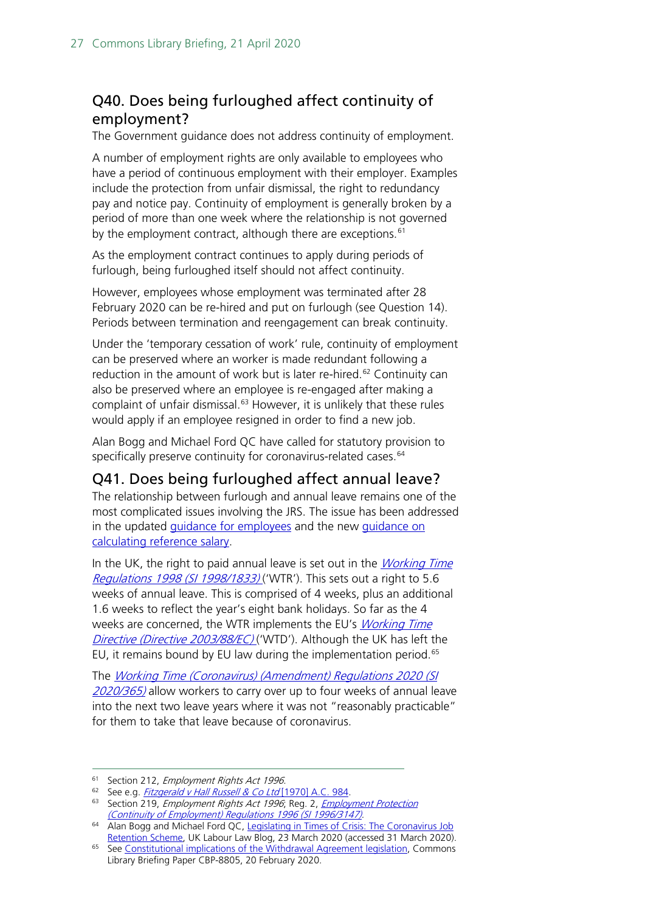## Q40. Does being furloughed affect continuity of employment?

The Government guidance does not address continuity of employment.

A number of employment rights are only available to employees who have a period of continuous employment with their employer. Examples include the protection from unfair dismissal, the right to redundancy pay and notice pay. Continuity of employment is generally broken by a period of more than one week where the relationship is not governed by the employment contract, although there are exceptions.[61]

As the employment contract continues to apply during periods of furlough, being furloughed itself should not affect continuity.

However, employees whose employment was terminated after 28 February 2020 can be re-hired and put on furlough (see Question 14). Periods between termination and reengagement can break continuity.

Under the 'temporary cessation of work' rule, continuity of employment can be preserved where an worker is made redundant following a reduction in the amount of work but is later re-hired.[62] Continuity can also be preserved where an employee is re-engaged after making a complaint of unfair dismissal.[63] However, it is unlikely that these rules would apply if an employee resigned in order to find a new job.

Alan Bogg and Michael Ford QC have called for statutory provision to specifically preserve continuity for coronavirus-related cases.[64]

## Q41. Does being furloughed affect annual leave?

The relationship between furlough and annual leave remains one of the most complicated issues involving the JRS. The issue has been addressed in the updated guidance for employees and the new guidance on calculating reference salary.

In the UK, the right to paid annual leave is set out in the *Working Time Regulations 1998 (SI 1998/1833)* ('WTR'). This sets out a right to 5.6 weeks of annual leave. This is comprised of 4 weeks, plus an additional 1.6 weeks to reflect the year's eight bank holidays. So far as the 4 weeks are concerned, the WTR implements the EU's *Working Time Directive (Directive 2003/88/EC)* ('WTD'). Although the UK has left the EU, it remains bound by EU law during the implementation period.[65]

The *Working Time (Coronavirus) (Amendment) Regulations 2020 (SI 2020/365)* allow workers to carry over up to four weeks of annual leave into the next two leave years where it was not "reasonably practicable" for them to take that leave because of coronavirus.

---

[61] Section 212, *Employment Rights Act 1996*.

[62] See e.g. *Fitzgerald v Hall Russell & Co Ltd* [1970] A.C. 984.

[63] Section 219, *Employment Rights Act 1996*; Reg. 2, *Employment Protection (Continuity of Employment) Regulations 1996 (SI 1996/3147)*.

[64] Alan Bogg and Michael Ford QC, Legislating in Times of Crisis: The Coronavirus Job Retention Scheme, UK Labour Law Blog, 23 March 2020 (accessed 31 March 2020).

[65] See Constitutional implications of the Withdrawal Agreement legislation, Commons Library Briefing Paper CBP-8805, 20 February 2020.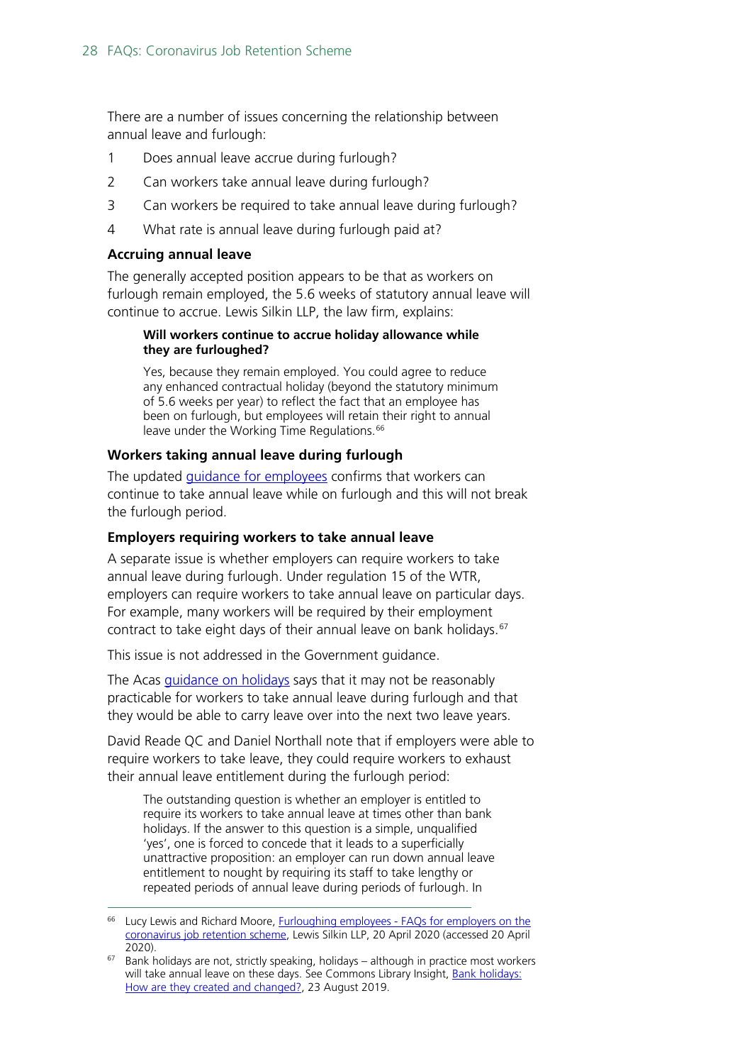There are a number of issues concerning the relationship between annual leave and furlough:

1. Does annual leave accrue during furlough?
2. Can workers take annual leave during furlough?
3. Can workers be required to take annual leave during furlough?
4. What rate is annual leave during furlough paid at?

### Accruing annual leave

The generally accepted position appears to be that as workers on furlough remain employed, the 5.6 weeks of statutory annual leave will continue to accrue. Lewis Silkin LLP, the law firm, explains:

> **Will workers continue to accrue holiday allowance while they are furloughed?**
>
> Yes, because they remain employed. You could agree to reduce any enhanced contractual holiday (beyond the statutory minimum of 5.6 weeks per year) to reflect the fact that an employee has been on furlough, but employees will retain their right to annual leave under the Working Time Regulations.[66]

### Workers taking annual leave during furlough

The updated guidance for employees confirms that workers can continue to take annual leave while on furlough and this will not break the furlough period.

### Employers requiring workers to take annual leave

A separate issue is whether employers can require workers to take annual leave during furlough. Under regulation 15 of the WTR, employers can require workers to take annual leave on particular days. For example, many workers will be required by their employment contract to take eight days of their annual leave on bank holidays.[67]

This issue is not addressed in the Government guidance.

The Acas guidance on holidays says that it may not be reasonably practicable for workers to take annual leave during furlough and that they would be able to carry leave over into the next two leave years.

David Reade QC and Daniel Northall note that if employers were able to require workers to take leave, they could require workers to exhaust their annual leave entitlement during the furlough period:

> The outstanding question is whether an employer is entitled to require its workers to take annual leave at times other than bank holidays. If the answer to this question is a simple, unqualified 'yes', one is forced to concede that it leads to a superficially unattractive proposition: an employer can run down annual leave entitlement to nought by requiring its staff to take lengthy or repeated periods of annual leave during periods of furlough. In

---

[66] Lucy Lewis and Richard Moore, Furloughing employees - FAQs for employers on the coronavirus job retention scheme, Lewis Silkin LLP, 20 April 2020 (accessed 20 April 2020).

[67] Bank holidays are not, strictly speaking, holidays – although in practice most workers will take annual leave on these days. See Commons Library Insight, Bank holidays: How are they created and changed?, 23 August 2019.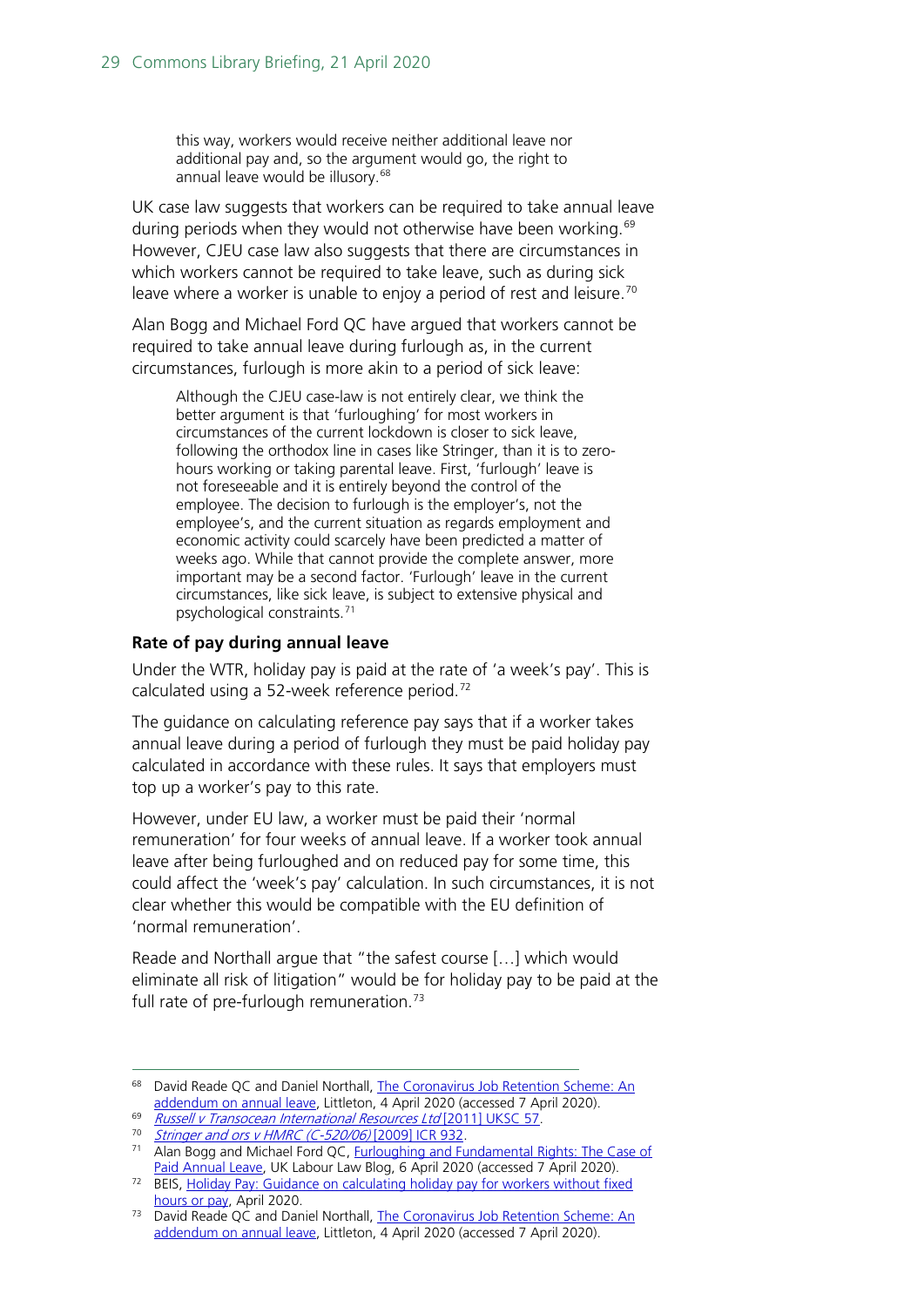> this way, workers would receive neither additional leave nor additional pay and, so the argument would go, the right to annual leave would be illusory.[68]

UK case law suggests that workers can be required to take annual leave during periods when they would not otherwise have been working.[69] However, CJEU case law also suggests that there are circumstances in which workers cannot be required to take leave, such as during sick leave where a worker is unable to enjoy a period of rest and leisure.[70]

Alan Bogg and Michael Ford QC have argued that workers cannot be required to take annual leave during furlough as, in the current circumstances, furlough is more akin to a period of sick leave:

> Although the CJEU case-law is not entirely clear, we think the better argument is that 'furloughing' for most workers in circumstances of the current lockdown is closer to sick leave, following the orthodox line in cases like Stringer, than it is to zero-hours working or taking parental leave. First, 'furlough' leave is not foreseeable and it is entirely beyond the control of the employee. The decision to furlough is the employer's, not the employee's, and the current situation as regards employment and economic activity could scarcely have been predicted a matter of weeks ago. While that cannot provide the complete answer, more important may be a second factor. 'Furlough' leave in the current circumstances, like sick leave, is subject to extensive physical and psychological constraints.[71]

### Rate of pay during annual leave

Under the WTR, holiday pay is paid at the rate of 'a week's pay'. This is calculated using a 52-week reference period.[72]

The guidance on calculating reference pay says that if a worker takes annual leave during a period of furlough they must be paid holiday pay calculated in accordance with these rules. It says that employers must top up a worker's pay to this rate.

However, under EU law, a worker must be paid their 'normal remuneration' for four weeks of annual leave. If a worker took annual leave after being furloughed and on reduced pay for some time, this could affect the 'week's pay' calculation. In such circumstances, it is not clear whether this would be compatible with the EU definition of 'normal remuneration'.

Reade and Northall argue that "the safest course […] which would eliminate all risk of litigation" would be for holiday pay to be paid at the full rate of pre-furlough remuneration.[73]

---

[68] David Reade QC and Daniel Northall, The Coronavirus Job Retention Scheme: An addendum on annual leave, Littleton, 4 April 2020 (accessed 7 April 2020).

[69] *Russell v Transocean International Resources Ltd* [2011] UKSC 57.

[70] *Stringer and ors v HMRC (C-520/06)* [2009] ICR 932.

[71] Alan Bogg and Michael Ford QC, Furloughing and Fundamental Rights: The Case of Paid Annual Leave, UK Labour Law Blog, 6 April 2020 (accessed 7 April 2020).

[72] BEIS, Holiday Pay: Guidance on calculating holiday pay for workers without fixed hours or pay, April 2020.

[73] David Reade QC and Daniel Northall, The Coronavirus Job Retention Scheme: An addendum on annual leave, Littleton, 4 April 2020 (accessed 7 April 2020).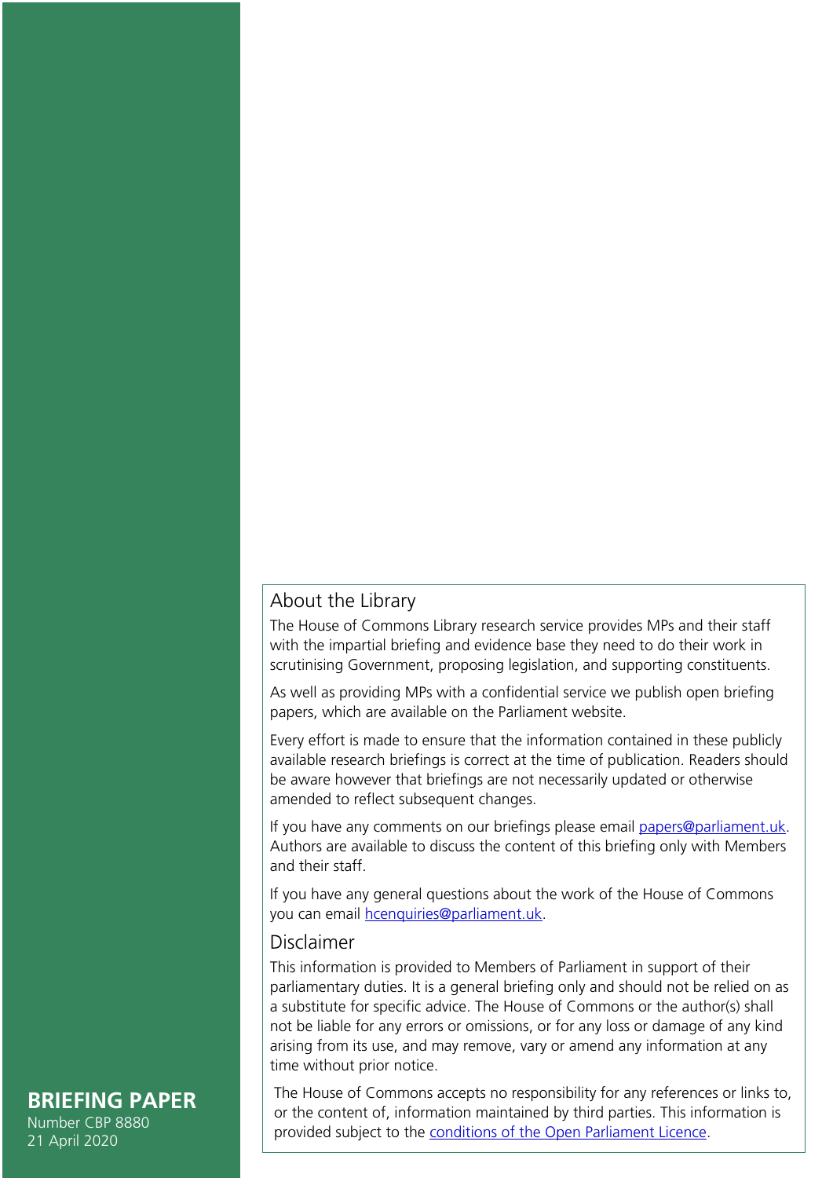**BRIEFING PAPER**

Number CBP 8880

21 April 2020

## About the Library

The House of Commons Library research service provides MPs and their staff with the impartial briefing and evidence base they need to do their work in scrutinising Government, proposing legislation, and supporting constituents.

As well as providing MPs with a confidential service we publish open briefing papers, which are available on the Parliament website.

Every effort is made to ensure that the information contained in these publicly available research briefings is correct at the time of publication. Readers should be aware however that briefings are not necessarily updated or otherwise amended to reflect subsequent changes.

If you have any comments on our briefings please email papers@parliament.uk. Authors are available to discuss the content of this briefing only with Members and their staff.

If you have any general questions about the work of the House of Commons you can email hcenquiries@parliament.uk.

## Disclaimer

This information is provided to Members of Parliament in support of their parliamentary duties. It is a general briefing only and should not be relied on as a substitute for specific advice. The House of Commons or the author(s) shall not be liable for any errors or omissions, or for any loss or damage of any kind arising from its use, and may remove, vary or amend any information at any time without prior notice.

The House of Commons accepts no responsibility for any references or links to, or the content of, information maintained by third parties. This information is provided subject to the conditions of the Open Parliament Licence.